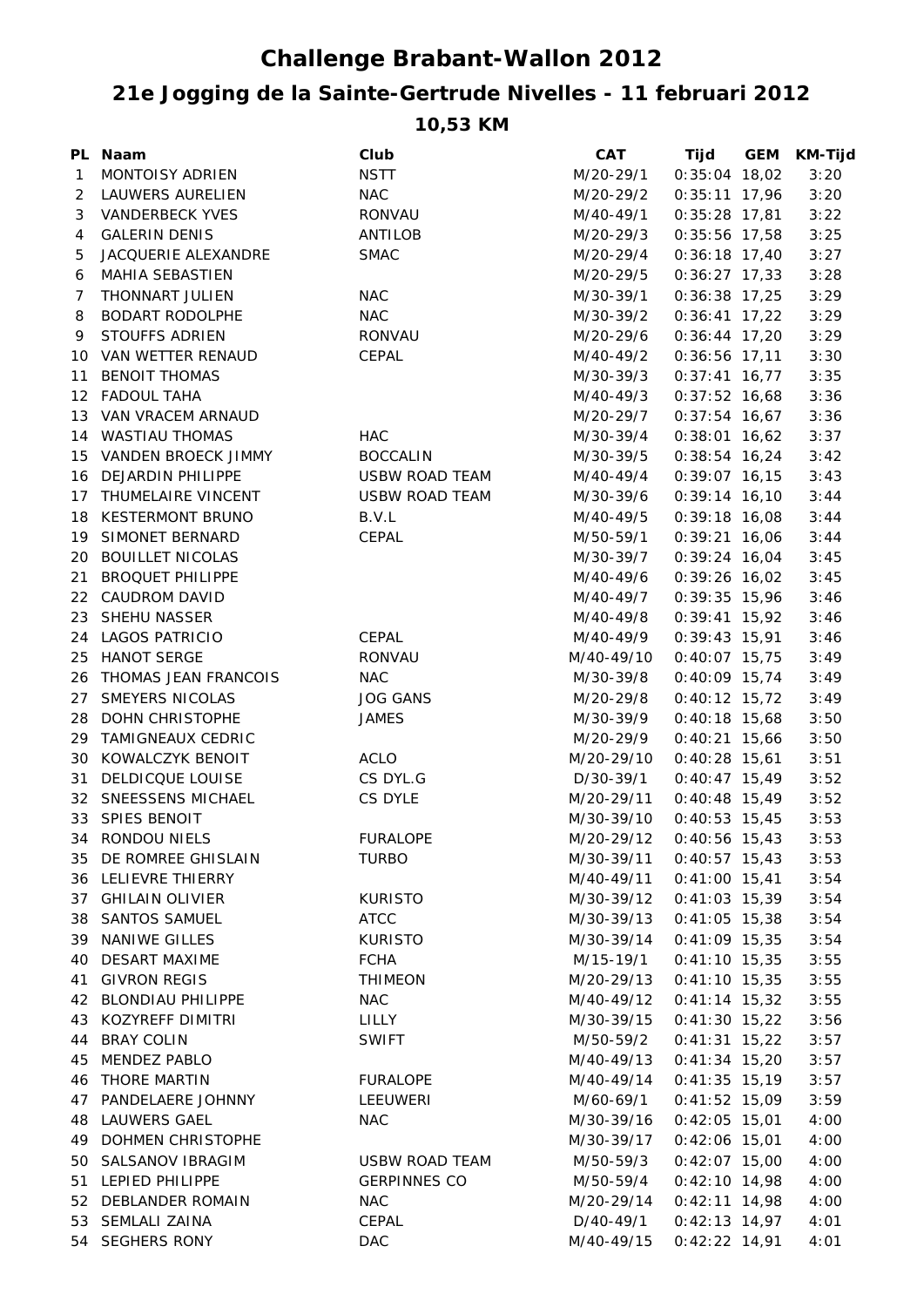# Challenge Brabant-Wallon 2012

## 21e Jogging de la Sainte-Gertrude Nivelles - 11 februari 2012

### 10,53 KM

| PL | Naam | Club | CAT | Tijd | GEM | KM-Tijd |
|---|---|---|---|---|---|---|
| 1 | MONTOISY ADRIEN | NSTT | M/20-29/1 | 0:35:04 | 18,02 | 3:20 |
| 2 | LAUWERS AURELIEN | NAC | M/20-29/2 | 0:35:11 | 17,96 | 3:20 |
| 3 | VANDERBECK YVES | RONVAU | M/40-49/1 | 0:35:28 | 17,81 | 3:22 |
| 4 | GALERIN DENIS | ANTILOB | M/20-29/3 | 0:35:56 | 17,58 | 3:25 |
| 5 | JACQUERIE ALEXANDRE | SMAC | M/20-29/4 | 0:36:18 | 17,40 | 3:27 |
| 6 | MAHIA SEBASTIEN | | M/20-29/5 | 0:36:27 | 17,33 | 3:28 |
| 7 | THONNART JULIEN | NAC | M/30-39/1 | 0:36:38 | 17,25 | 3:29 |
| 8 | BODART RODOLPHE | NAC | M/30-39/2 | 0:36:41 | 17,22 | 3:29 |
| 9 | STOUFFS ADRIEN | RONVAU | M/20-29/6 | 0:36:44 | 17,20 | 3:29 |
| 10 | VAN WETTER RENAUD | CEPAL | M/40-49/2 | 0:36:56 | 17,11 | 3:30 |
| 11 | BENOIT THOMAS | | M/30-39/3 | 0:37:41 | 16,77 | 3:35 |
| 12 | FADOUL TAHA | | M/40-49/3 | 0:37:52 | 16,68 | 3:36 |
| 13 | VAN VRACEM ARNAUD | | M/20-29/7 | 0:37:54 | 16,67 | 3:36 |
| 14 | WASTIAU THOMAS | HAC | M/30-39/4 | 0:38:01 | 16,62 | 3:37 |
| 15 | VANDEN BROECK JIMMY | BOCCALIN | M/30-39/5 | 0:38:54 | 16,24 | 3:42 |
| 16 | DEJARDIN PHILIPPE | USBW ROAD TEAM | M/40-49/4 | 0:39:07 | 16,15 | 3:43 |
| 17 | THUMELAIRE VINCENT | USBW ROAD TEAM | M/30-39/6 | 0:39:14 | 16,10 | 3:44 |
| 18 | KESTERMONT BRUNO | B.V.L | M/40-49/5 | 0:39:18 | 16,08 | 3:44 |
| 19 | SIMONET BERNARD | CEPAL | M/50-59/1 | 0:39:21 | 16,06 | 3:44 |
| 20 | BOUILLET NICOLAS | | M/30-39/7 | 0:39:24 | 16,04 | 3:45 |
| 21 | BROQUET PHILIPPE | | M/40-49/6 | 0:39:26 | 16,02 | 3:45 |
| 22 | CAUDROM DAVID | | M/40-49/7 | 0:39:35 | 15,96 | 3:46 |
| 23 | SHEHU NASSER | | M/40-49/8 | 0:39:41 | 15,92 | 3:46 |
| 24 | LAGOS PATRICIO | CEPAL | M/40-49/9 | 0:39:43 | 15,91 | 3:46 |
| 25 | HANOT SERGE | RONVAU | M/40-49/10 | 0:40:07 | 15,75 | 3:49 |
| 26 | THOMAS JEAN FRANCOIS | NAC | M/30-39/8 | 0:40:09 | 15,74 | 3:49 |
| 27 | SMEYERS NICOLAS | JOG GANS | M/20-29/8 | 0:40:12 | 15,72 | 3:49 |
| 28 | DOHN CHRISTOPHE | JAMES | M/30-39/9 | 0:40:18 | 15,68 | 3:50 |
| 29 | TAMIGNEAUX CEDRIC | | M/20-29/9 | 0:40:21 | 15,66 | 3:50 |
| 30 | KOWALCZYK BENOIT | ACLO | M/20-29/10 | 0:40:28 | 15,61 | 3:51 |
| 31 | DELDICQUE LOUISE | CS DYL.G | D/30-39/1 | 0:40:47 | 15,49 | 3:52 |
| 32 | SNEESSENS MICHAEL | CS DYLE | M/20-29/11 | 0:40:48 | 15,49 | 3:52 |
| 33 | SPIES BENOIT | | M/30-39/10 | 0:40:53 | 15,45 | 3:53 |
| 34 | RONDOU NIELS | FURALOPE | M/20-29/12 | 0:40:56 | 15,43 | 3:53 |
| 35 | DE ROMREE GHISLAIN | TURBO | M/30-39/11 | 0:40:57 | 15,43 | 3:53 |
| 36 | LELIEVRE THIERRY | | M/40-49/11 | 0:41:00 | 15,41 | 3:54 |
| 37 | GHILAIN OLIVIER | KURISTO | M/30-39/12 | 0:41:03 | 15,39 | 3:54 |
| 38 | SANTOS SAMUEL | ATCC | M/30-39/13 | 0:41:05 | 15,38 | 3:54 |
| 39 | NANIWE GILLES | KURISTO | M/30-39/14 | 0:41:09 | 15,35 | 3:54 |
| 40 | DESART MAXIME | FCHA | M/15-19/1 | 0:41:10 | 15,35 | 3:55 |
| 41 | GIVRON REGIS | THIMEON | M/20-29/13 | 0:41:10 | 15,35 | 3:55 |
| 42 | BLONDIAU PHILIPPE | NAC | M/40-49/12 | 0:41:14 | 15,32 | 3:55 |
| 43 | KOZYREFF DIMITRI | LILLY | M/30-39/15 | 0:41:30 | 15,22 | 3:56 |
| 44 | BRAY COLIN | SWIFT | M/50-59/2 | 0:41:31 | 15,22 | 3:57 |
| 45 | MENDEZ PABLO | | M/40-49/13 | 0:41:34 | 15,20 | 3:57 |
| 46 | THORE MARTIN | FURALOPE | M/40-49/14 | 0:41:35 | 15,19 | 3:57 |
| 47 | PANDELAERE JOHNNY | LEEUWERI | M/60-69/1 | 0:41:52 | 15,09 | 3:59 |
| 48 | LAUWERS GAEL | NAC | M/30-39/16 | 0:42:05 | 15,01 | 4:00 |
| 49 | DOHMEN CHRISTOPHE | | M/30-39/17 | 0:42:06 | 15,01 | 4:00 |
| 50 | SALSANOV IBRAGIM | USBW ROAD TEAM | M/50-59/3 | 0:42:07 | 15,00 | 4:00 |
| 51 | LEPIED PHILIPPE | GERPINNES CO | M/50-59/4 | 0:42:10 | 14,98 | 4:00 |
| 52 | DEBLANDER ROMAIN | NAC | M/20-29/14 | 0:42:11 | 14,98 | 4:00 |
| 53 | SEMLALI ZAINA | CEPAL | D/40-49/1 | 0:42:13 | 14,97 | 4:01 |
| 54 | SEGHERS RONY | DAC | M/40-49/15 | 0:42:22 | 14,91 | 4:01 |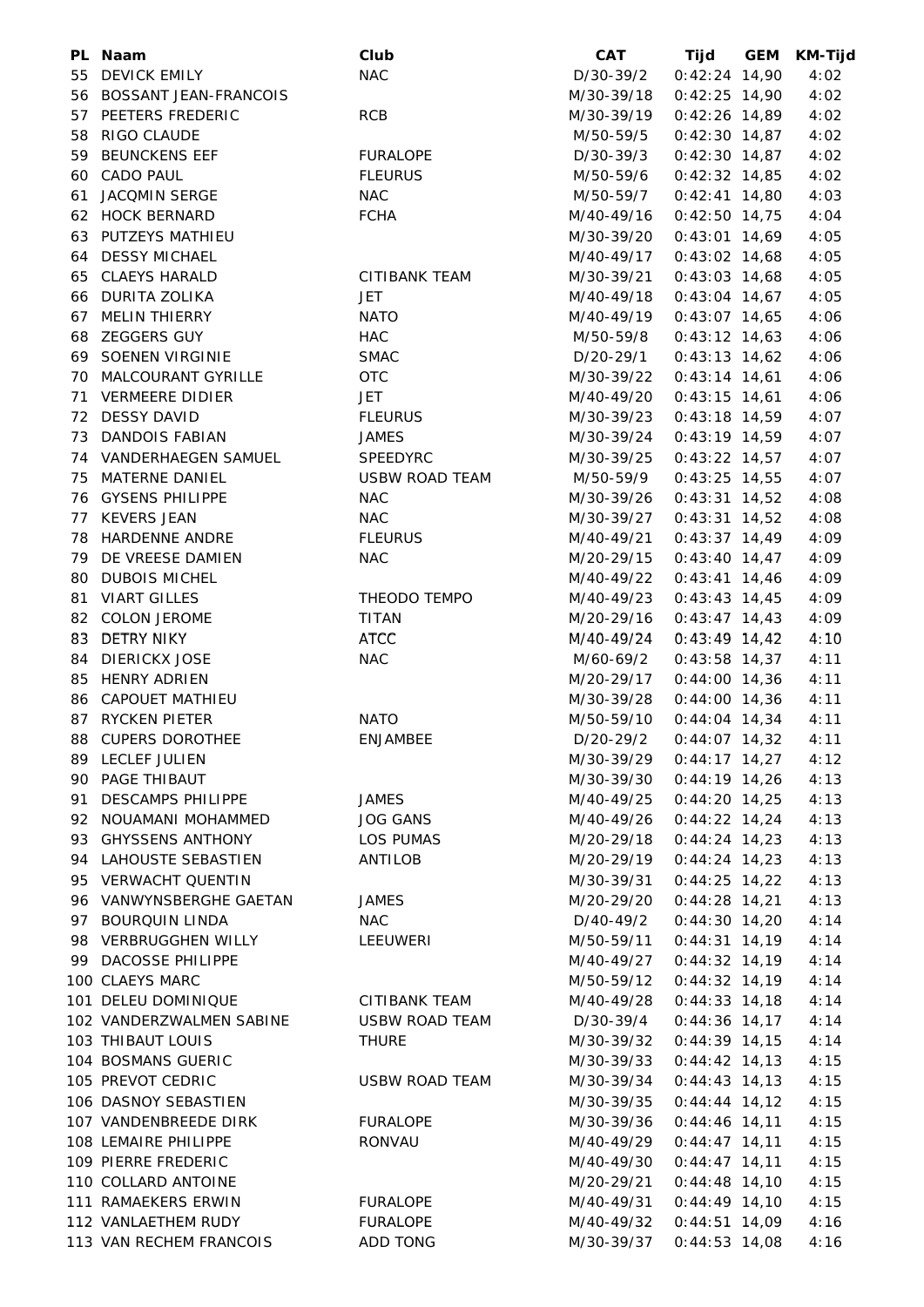| PL | Naam | Club | CAT | Tijd | GEM | KM-Tijd |
|---|---|---|---|---|---|---|
| 55 | DEVICK EMILY | NAC | D/30-39/2 | 0:42:24 | 14,90 | 4:02 |
| 56 | BOSSANT JEAN-FRANCOIS | | M/30-39/18 | 0:42:25 | 14,90 | 4:02 |
| 57 | PEETERS FREDERIC | RCB | M/30-39/19 | 0:42:26 | 14,89 | 4:02 |
| 58 | RIGO CLAUDE | | M/50-59/5 | 0:42:30 | 14,87 | 4:02 |
| 59 | BEUNCKENS EEF | FURALOPE | D/30-39/3 | 0:42:30 | 14,87 | 4:02 |
| 60 | CADO PAUL | FLEURUS | M/50-59/6 | 0:42:32 | 14,85 | 4:02 |
| 61 | JACQMIN SERGE | NAC | M/50-59/7 | 0:42:41 | 14,80 | 4:03 |
| 62 | HOCK BERNARD | FCHA | M/40-49/16 | 0:42:50 | 14,75 | 4:04 |
| 63 | PUTZEYS MATHIEU | | M/30-39/20 | 0:43:01 | 14,69 | 4:05 |
| 64 | DESSY MICHAEL | | M/40-49/17 | 0:43:02 | 14,68 | 4:05 |
| 65 | CLAEYS HARALD | CITIBANK TEAM | M/30-39/21 | 0:43:03 | 14,68 | 4:05 |
| 66 | DURITA ZOLIKA | JET | M/40-49/18 | 0:43:04 | 14,67 | 4:05 |
| 67 | MELIN THIERRY | NATO | M/40-49/19 | 0:43:07 | 14,65 | 4:06 |
| 68 | ZEGGERS GUY | HAC | M/50-59/8 | 0:43:12 | 14,63 | 4:06 |
| 69 | SOENEN VIRGINIE | SMAC | D/20-29/1 | 0:43:13 | 14,62 | 4:06 |
| 70 | MALCOURANT GYRILLE | OTC | M/30-39/22 | 0:43:14 | 14,61 | 4:06 |
| 71 | VERMEERE DIDIER | JET | M/40-49/20 | 0:43:15 | 14,61 | 4:06 |
| 72 | DESSY DAVID | FLEURUS | M/30-39/23 | 0:43:18 | 14,59 | 4:07 |
| 73 | DANDOIS FABIAN | JAMES | M/30-39/24 | 0:43:19 | 14,59 | 4:07 |
| 74 | VANDERHAEGEN SAMUEL | SPEEDYRC | M/30-39/25 | 0:43:22 | 14,57 | 4:07 |
| 75 | MATERNE DANIEL | USBW ROAD TEAM | M/50-59/9 | 0:43:25 | 14,55 | 4:07 |
| 76 | GYSENS PHILIPPE | NAC | M/30-39/26 | 0:43:31 | 14,52 | 4:08 |
| 77 | KEVERS JEAN | NAC | M/30-39/27 | 0:43:31 | 14,52 | 4:08 |
| 78 | HARDENNE ANDRE | FLEURUS | M/40-49/21 | 0:43:37 | 14,49 | 4:09 |
| 79 | DE VREESE DAMIEN | NAC | M/20-29/15 | 0:43:40 | 14,47 | 4:09 |
| 80 | DUBOIS MICHEL | | M/40-49/22 | 0:43:41 | 14,46 | 4:09 |
| 81 | VIART GILLES | THEODO TEMPO | M/40-49/23 | 0:43:43 | 14,45 | 4:09 |
| 82 | COLON JEROME | TITAN | M/20-29/16 | 0:43:47 | 14,43 | 4:09 |
| 83 | DETRY NIKY | ATCC | M/40-49/24 | 0:43:49 | 14,42 | 4:10 |
| 84 | DIERICKX JOSE | NAC | M/60-69/2 | 0:43:58 | 14,37 | 4:11 |
| 85 | HENRY ADRIEN | | M/20-29/17 | 0:44:00 | 14,36 | 4:11 |
| 86 | CAPOUET MATHIEU | | M/30-39/28 | 0:44:00 | 14,36 | 4:11 |
| 87 | RYCKEN PIETER | NATO | M/50-59/10 | 0:44:04 | 14,34 | 4:11 |
| 88 | CUPERS DOROTHEE | ENJAMBEE | D/20-29/2 | 0:44:07 | 14,32 | 4:11 |
| 89 | LECLEF JULIEN | | M/30-39/29 | 0:44:17 | 14,27 | 4:12 |
| 90 | PAGE THIBAUT | | M/30-39/30 | 0:44:19 | 14,26 | 4:13 |
| 91 | DESCAMPS PHILIPPE | JAMES | M/40-49/25 | 0:44:20 | 14,25 | 4:13 |
| 92 | NOUAMANI MOHAMMED | JOG GANS | M/40-49/26 | 0:44:22 | 14,24 | 4:13 |
| 93 | GHYSSENS ANTHONY | LOS PUMAS | M/20-29/18 | 0:44:24 | 14,23 | 4:13 |
| 94 | LAHOUSTE SEBASTIEN | ANTILOB | M/20-29/19 | 0:44:24 | 14,23 | 4:13 |
| 95 | VERWACHT QUENTIN | | M/30-39/31 | 0:44:25 | 14,22 | 4:13 |
| 96 | VANWYNSBERGHE GAETAN | JAMES | M/20-29/20 | 0:44:28 | 14,21 | 4:13 |
| 97 | BOURQUIN LINDA | NAC | D/40-49/2 | 0:44:30 | 14,20 | 4:14 |
| 98 | VERBRUGGHEN WILLY | LEEUWERI | M/50-59/11 | 0:44:31 | 14,19 | 4:14 |
| 99 | DACOSSE PHILIPPE | | M/40-49/27 | 0:44:32 | 14,19 | 4:14 |
| 100 | CLAEYS MARC | | M/50-59/12 | 0:44:32 | 14,19 | 4:14 |
| 101 | DELEU DOMINIQUE | CITIBANK TEAM | M/40-49/28 | 0:44:33 | 14,18 | 4:14 |
| 102 | VANDERZWALMEN SABINE | USBW ROAD TEAM | D/30-39/4 | 0:44:36 | 14,17 | 4:14 |
| 103 | THIBAUT LOUIS | THURE | M/30-39/32 | 0:44:39 | 14,15 | 4:14 |
| 104 | BOSMANS GUERIC | | M/30-39/33 | 0:44:42 | 14,13 | 4:15 |
| 105 | PREVOT CEDRIC | USBW ROAD TEAM | M/30-39/34 | 0:44:43 | 14,13 | 4:15 |
| 106 | DASNOY SEBASTIEN | | M/30-39/35 | 0:44:44 | 14,12 | 4:15 |
| 107 | VANDENBREEDE DIRK | FURALOPE | M/30-39/36 | 0:44:46 | 14,11 | 4:15 |
| 108 | LEMAIRE PHILIPPE | RONVAU | M/40-49/29 | 0:44:47 | 14,11 | 4:15 |
| 109 | PIERRE FREDERIC | | M/40-49/30 | 0:44:47 | 14,11 | 4:15 |
| 110 | COLLARD ANTOINE | | M/20-29/21 | 0:44:48 | 14,10 | 4:15 |
| 111 | RAMAEKERS ERWIN | FURALOPE | M/40-49/31 | 0:44:49 | 14,10 | 4:15 |
| 112 | VANLAETHEM RUDY | FURALOPE | M/40-49/32 | 0:44:51 | 14,09 | 4:16 |
| 113 | VAN RECHEM FRANCOIS | ADD TONG | M/30-39/37 | 0:44:53 | 14,08 | 4:16 |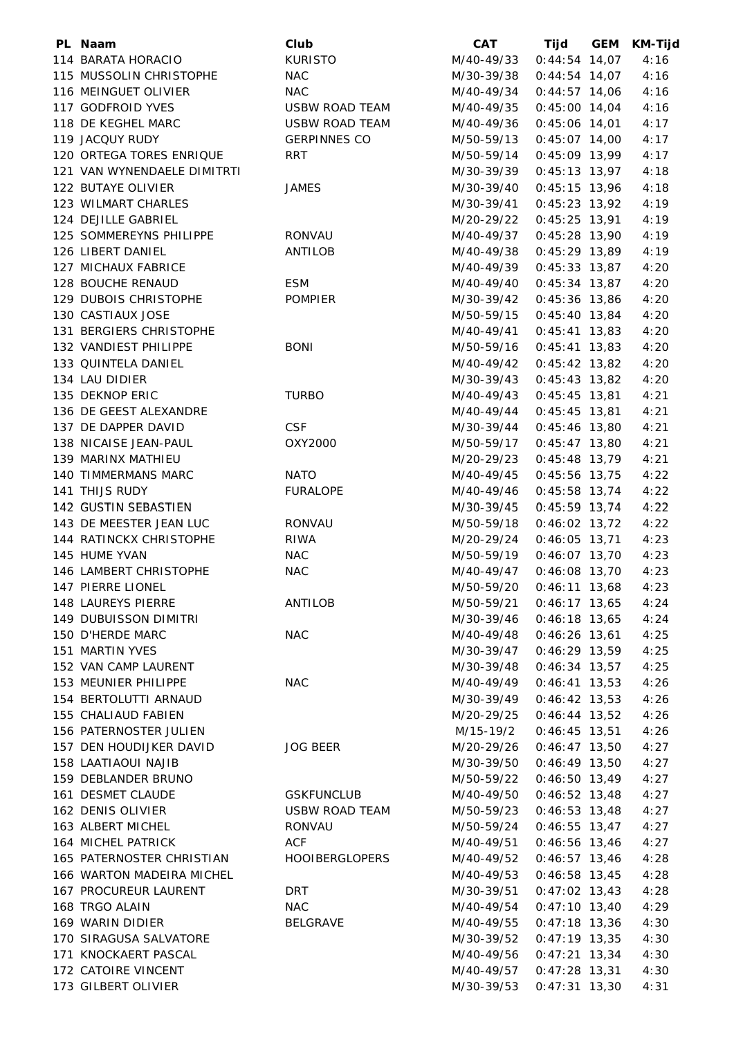| PL | Naam | Club | CAT | Tijd | GEM | KM-Tijd |
|---|---|---|---|---|---|---|
| 114 | BARATA HORACIO | KURISTO | M/40-49/33 | 0:44:54 | 14,07 | 4:16 |
| 115 | MUSSOLIN CHRISTOPHE | NAC | M/30-39/38 | 0:44:54 | 14,07 | 4:16 |
| 116 | MEINGUET OLIVIER | NAC | M/40-49/34 | 0:44:57 | 14,06 | 4:16 |
| 117 | GODFROID YVES | USBW ROAD TEAM | M/40-49/35 | 0:45:00 | 14,04 | 4:16 |
| 118 | DE KEGHEL MARC | USBW ROAD TEAM | M/40-49/36 | 0:45:06 | 14,01 | 4:17 |
| 119 | JACQUY RUDY | GERPINNES CO | M/50-59/13 | 0:45:07 | 14,00 | 4:17 |
| 120 | ORTEGA TORES ENRIQUE | RRT | M/50-59/14 | 0:45:09 | 13,99 | 4:17 |
| 121 | VAN WYNENDAELE DIMITRTI | | M/30-39/39 | 0:45:13 | 13,97 | 4:18 |
| 122 | BUTAYE OLIVIER | JAMES | M/30-39/40 | 0:45:15 | 13,96 | 4:18 |
| 123 | WILMART CHARLES | | M/30-39/41 | 0:45:23 | 13,92 | 4:19 |
| 124 | DEJILLE GABRIEL | | M/20-29/22 | 0:45:25 | 13,91 | 4:19 |
| 125 | SOMMEREYNS PHILIPPE | RONVAU | M/40-49/37 | 0:45:28 | 13,90 | 4:19 |
| 126 | LIBERT DANIEL | ANTILOB | M/40-49/38 | 0:45:29 | 13,89 | 4:19 |
| 127 | MICHAUX FABRICE | | M/40-49/39 | 0:45:33 | 13,87 | 4:20 |
| 128 | BOUCHE RENAUD | ESM | M/40-49/40 | 0:45:34 | 13,87 | 4:20 |
| 129 | DUBOIS CHRISTOPHE | POMPIER | M/30-39/42 | 0:45:36 | 13,86 | 4:20 |
| 130 | CASTIAUX JOSE | | M/50-59/15 | 0:45:40 | 13,84 | 4:20 |
| 131 | BERGIERS CHRISTOPHE | | M/40-49/41 | 0:45:41 | 13,83 | 4:20 |
| 132 | VANDIEST PHILIPPE | BONI | M/50-59/16 | 0:45:41 | 13,83 | 4:20 |
| 133 | QUINTELA DANIEL | | M/40-49/42 | 0:45:42 | 13,82 | 4:20 |
| 134 | LAU DIDIER | | M/30-39/43 | 0:45:43 | 13,82 | 4:20 |
| 135 | DEKNOP ERIC | TURBO | M/40-49/43 | 0:45:45 | 13,81 | 4:21 |
| 136 | DE GEEST ALEXANDRE | | M/40-49/44 | 0:45:45 | 13,81 | 4:21 |
| 137 | DE DAPPER DAVID | CSF | M/30-39/44 | 0:45:46 | 13,80 | 4:21 |
| 138 | NICAISE JEAN-PAUL | OXY2000 | M/50-59/17 | 0:45:47 | 13,80 | 4:21 |
| 139 | MARINX MATHIEU | | M/20-29/23 | 0:45:48 | 13,79 | 4:21 |
| 140 | TIMMERMANS MARC | NATO | M/40-49/45 | 0:45:56 | 13,75 | 4:22 |
| 141 | THIJS RUDY | FURALOPE | M/40-49/46 | 0:45:58 | 13,74 | 4:22 |
| 142 | GUSTIN SEBASTIEN | | M/30-39/45 | 0:45:59 | 13,74 | 4:22 |
| 143 | DE MEESTER JEAN LUC | RONVAU | M/50-59/18 | 0:46:02 | 13,72 | 4:22 |
| 144 | RATINCKX CHRISTOPHE | RIWA | M/20-29/24 | 0:46:05 | 13,71 | 4:23 |
| 145 | HUME YVAN | NAC | M/50-59/19 | 0:46:07 | 13,70 | 4:23 |
| 146 | LAMBERT CHRISTOPHE | NAC | M/40-49/47 | 0:46:08 | 13,70 | 4:23 |
| 147 | PIERRE LIONEL | | M/50-59/20 | 0:46:11 | 13,68 | 4:23 |
| 148 | LAUREYS PIERRE | ANTILOB | M/50-59/21 | 0:46:17 | 13,65 | 4:24 |
| 149 | DUBUISSON DIMITRI | | M/30-39/46 | 0:46:18 | 13,65 | 4:24 |
| 150 | D'HERDE MARC | NAC | M/40-49/48 | 0:46:26 | 13,61 | 4:25 |
| 151 | MARTIN YVES | | M/30-39/47 | 0:46:29 | 13,59 | 4:25 |
| 152 | VAN CAMP LAURENT | | M/30-39/48 | 0:46:34 | 13,57 | 4:25 |
| 153 | MEUNIER PHILIPPE | NAC | M/40-49/49 | 0:46:41 | 13,53 | 4:26 |
| 154 | BERTOLUTTI ARNAUD | | M/30-39/49 | 0:46:42 | 13,53 | 4:26 |
| 155 | CHALIAUD FABIEN | | M/20-29/25 | 0:46:44 | 13,52 | 4:26 |
| 156 | PATERNOSTER JULIEN | | M/15-19/2 | 0:46:45 | 13,51 | 4:26 |
| 157 | DEN HOUDIJKER DAVID | JOG BEER | M/20-29/26 | 0:46:47 | 13,50 | 4:27 |
| 158 | LAATIAOUI NAJIB | | M/30-39/50 | 0:46:49 | 13,50 | 4:27 |
| 159 | DEBLANDER BRUNO | | M/50-59/22 | 0:46:50 | 13,49 | 4:27 |
| 161 | DESMET CLAUDE | GSKFUNCLUB | M/40-49/50 | 0:46:52 | 13,48 | 4:27 |
| 162 | DENIS OLIVIER | USBW ROAD TEAM | M/50-59/23 | 0:46:53 | 13,48 | 4:27 |
| 163 | ALBERT MICHEL | RONVAU | M/50-59/24 | 0:46:55 | 13,47 | 4:27 |
| 164 | MICHEL PATRICK | ACF | M/40-49/51 | 0:46:56 | 13,46 | 4:27 |
| 165 | PATERNOSTER CHRISTIAN | HOOIBERGLOPERS | M/40-49/52 | 0:46:57 | 13,46 | 4:28 |
| 166 | WARTON MADEIRA MICHEL | | M/40-49/53 | 0:46:58 | 13,45 | 4:28 |
| 167 | PROCUREUR LAURENT | DRT | M/30-39/51 | 0:47:02 | 13,43 | 4:28 |
| 168 | TRGO ALAIN | NAC | M/40-49/54 | 0:47:10 | 13,40 | 4:29 |
| 169 | WARIN DIDIER | BELGRAVE | M/40-49/55 | 0:47:18 | 13,36 | 4:30 |
| 170 | SIRAGUSA SALVATORE | | M/30-39/52 | 0:47:19 | 13,35 | 4:30 |
| 171 | KNOCKAERT PASCAL | | M/40-49/56 | 0:47:21 | 13,34 | 4:30 |
| 172 | CATOIRE VINCENT | | M/40-49/57 | 0:47:28 | 13,31 | 4:30 |
| 173 | GILBERT OLIVIER | | M/30-39/53 | 0:47:31 | 13,30 | 4:31 |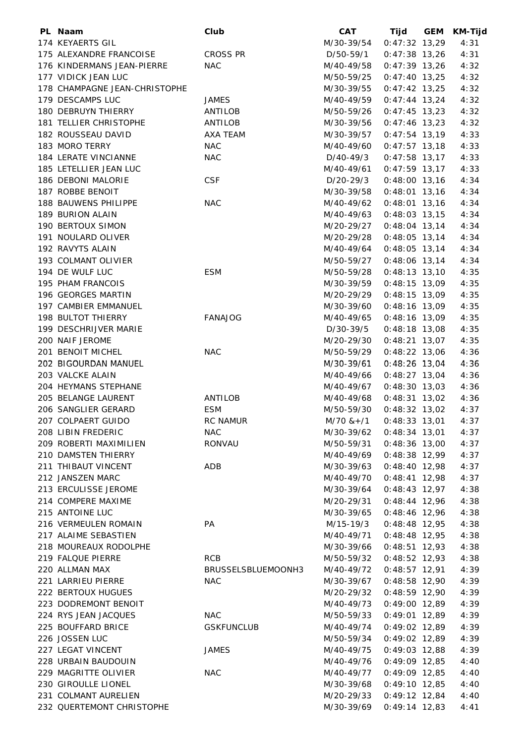| PL | Naam | Club | CAT | Tijd | GEM | KM-Tijd |
|---|---|---|---|---|---|---|
| 174 | KEYAERTS GIL | | M/30-39/54 | 0:47:32 | 13,29 | 4:31 |
| 175 | ALEXANDRE FRANCOISE | CROSS PR | D/50-59/1 | 0:47:38 | 13,26 | 4:31 |
| 176 | KINDERMANS JEAN-PIERRE | NAC | M/40-49/58 | 0:47:39 | 13,26 | 4:32 |
| 177 | VIDICK JEAN LUC | | M/50-59/25 | 0:47:40 | 13,25 | 4:32 |
| 178 | CHAMPAGNE JEAN-CHRISTOPHE | | M/30-39/55 | 0:47:42 | 13,25 | 4:32 |
| 179 | DESCAMPS LUC | JAMES | M/40-49/59 | 0:47:44 | 13,24 | 4:32 |
| 180 | DEBRUYN THIERRY | ANTILOB | M/50-59/26 | 0:47:45 | 13,23 | 4:32 |
| 181 | TELLIER CHRISTOPHE | ANTILOB | M/30-39/56 | 0:47:46 | 13,23 | 4:32 |
| 182 | ROUSSEAU DAVID | AXA TEAM | M/30-39/57 | 0:47:54 | 13,19 | 4:33 |
| 183 | MORO TERRY | NAC | M/40-49/60 | 0:47:57 | 13,18 | 4:33 |
| 184 | LERATE VINCIANNE | NAC | D/40-49/3 | 0:47:58 | 13,17 | 4:33 |
| 185 | LETELLIER JEAN LUC | | M/40-49/61 | 0:47:59 | 13,17 | 4:33 |
| 186 | DEBONI MALORIE | CSF | D/20-29/3 | 0:48:00 | 13,16 | 4:34 |
| 187 | ROBBE BENOIT | | M/30-39/58 | 0:48:01 | 13,16 | 4:34 |
| 188 | BAUWENS PHILIPPE | NAC | M/40-49/62 | 0:48:01 | 13,16 | 4:34 |
| 189 | BURION ALAIN | | M/40-49/63 | 0:48:03 | 13,15 | 4:34 |
| 190 | BERTOUX SIMON | | M/20-29/27 | 0:48:04 | 13,14 | 4:34 |
| 191 | NOULARD OLIVER | | M/20-29/28 | 0:48:05 | 13,14 | 4:34 |
| 192 | RAVYTS ALAIN | | M/40-49/64 | 0:48:05 | 13,14 | 4:34 |
| 193 | COLMANT OLIVIER | | M/50-59/27 | 0:48:06 | 13,14 | 4:34 |
| 194 | DE WULF LUC | ESM | M/50-59/28 | 0:48:13 | 13,10 | 4:35 |
| 195 | PHAM FRANCOIS | | M/30-39/59 | 0:48:15 | 13,09 | 4:35 |
| 196 | GEORGES MARTIN | | M/20-29/29 | 0:48:15 | 13,09 | 4:35 |
| 197 | CAMBIER EMMANUEL | | M/30-39/60 | 0:48:16 | 13,09 | 4:35 |
| 198 | BULTOT THIERRY | FANAJOG | M/40-49/65 | 0:48:16 | 13,09 | 4:35 |
| 199 | DESCHRIJVER MARIE | | D/30-39/5 | 0:48:18 | 13,08 | 4:35 |
| 200 | NAIF JEROME | | M/20-29/30 | 0:48:21 | 13,07 | 4:35 |
| 201 | BENOIT MICHEL | NAC | M/50-59/29 | 0:48:22 | 13,06 | 4:36 |
| 202 | BIGOURDAN MANUEL | | M/30-39/61 | 0:48:26 | 13,04 | 4:36 |
| 203 | VALCKE ALAIN | | M/40-49/66 | 0:48:27 | 13,04 | 4:36 |
| 204 | HEYMANS STEPHANE | | M/40-49/67 | 0:48:30 | 13,03 | 4:36 |
| 205 | BELANGE LAURENT | ANTILOB | M/40-49/68 | 0:48:31 | 13,02 | 4:36 |
| 206 | SANGLIER GERARD | ESM | M/50-59/30 | 0:48:32 | 13,02 | 4:37 |
| 207 | COLPAERT GUIDO | RC NAMUR | M/70 &+/1 | 0:48:33 | 13,01 | 4:37 |
| 208 | LIBIN FREDERIC | NAC | M/30-39/62 | 0:48:34 | 13,01 | 4:37 |
| 209 | ROBERTI MAXIMILIEN | RONVAU | M/50-59/31 | 0:48:36 | 13,00 | 4:37 |
| 210 | DAMSTEN THIERRY | | M/40-49/69 | 0:48:38 | 12,99 | 4:37 |
| 211 | THIBAUT VINCENT | ADB | M/30-39/63 | 0:48:40 | 12,98 | 4:37 |
| 212 | JANSZEN MARC | | M/40-49/70 | 0:48:41 | 12,98 | 4:37 |
| 213 | ERCULISSE JEROME | | M/30-39/64 | 0:48:43 | 12,97 | 4:38 |
| 214 | COMPERE MAXIME | | M/20-29/31 | 0:48:44 | 12,96 | 4:38 |
| 215 | ANTOINE LUC | | M/30-39/65 | 0:48:46 | 12,96 | 4:38 |
| 216 | VERMEULEN ROMAIN | PA | M/15-19/3 | 0:48:48 | 12,95 | 4:38 |
| 217 | ALAIME SEBASTIEN | | M/40-49/71 | 0:48:48 | 12,95 | 4:38 |
| 218 | MOUREAUX RODOLPHE | | M/30-39/66 | 0:48:51 | 12,93 | 4:38 |
| 219 | FALQUE PIERRE | RCB | M/50-59/32 | 0:48:52 | 12,93 | 4:38 |
| 220 | ALLMAN MAX | BRUSSELSBLUEMOONH3 | M/40-49/72 | 0:48:57 | 12,91 | 4:39 |
| 221 | LARRIEU PIERRE | NAC | M/30-39/67 | 0:48:58 | 12,90 | 4:39 |
| 222 | BERTOUX HUGUES | | M/20-29/32 | 0:48:59 | 12,90 | 4:39 |
| 223 | DODREMONT BENOIT | | M/40-49/73 | 0:49:00 | 12,89 | 4:39 |
| 224 | RYS JEAN JACQUES | NAC | M/50-59/33 | 0:49:01 | 12,89 | 4:39 |
| 225 | BOUFFARD BRICE | GSKFUNCLUB | M/40-49/74 | 0:49:02 | 12,89 | 4:39 |
| 226 | JOSSEN LUC | | M/50-59/34 | 0:49:02 | 12,89 | 4:39 |
| 227 | LEGAT VINCENT | JAMES | M/40-49/75 | 0:49:03 | 12,88 | 4:39 |
| 228 | URBAIN BAUDOUIN | | M/40-49/76 | 0:49:09 | 12,85 | 4:40 |
| 229 | MAGRITTE OLIVIER | NAC | M/40-49/77 | 0:49:09 | 12,85 | 4:40 |
| 230 | GIROULLE LIONEL | | M/30-39/68 | 0:49:10 | 12,85 | 4:40 |
| 231 | COLMANT AURELIEN | | M/20-29/33 | 0:49:12 | 12,84 | 4:40 |
| 232 | QUERTEMONT CHRISTOPHE | | M/30-39/69 | 0:49:14 | 12,83 | 4:41 |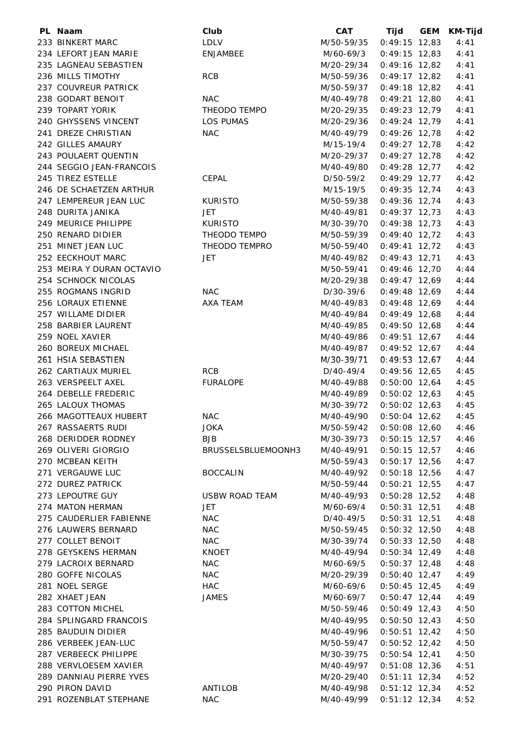| PL | Naam | Club | CAT | Tijd | GEM | KM-Tijd |
|---|---|---|---|---|---|---|
| 233 | BINKERT MARC | LDLV | M/50-59/35 | 0:49:15 | 12,83 | 4:41 |
| 234 | LEFORT JEAN MARIE | ENJAMBEE | M/60-69/3 | 0:49:15 | 12,83 | 4:41 |
| 235 | LAGNEAU SEBASTIEN | | M/20-29/34 | 0:49:16 | 12,82 | 4:41 |
| 236 | MILLS TIMOTHY | RCB | M/50-59/36 | 0:49:17 | 12,82 | 4:41 |
| 237 | COUVREUR PATRICK | | M/50-59/37 | 0:49:18 | 12,82 | 4:41 |
| 238 | GODART BENOIT | NAC | M/40-49/78 | 0:49:21 | 12,80 | 4:41 |
| 239 | TOPART YORIK | THEODO TEMPO | M/20-29/35 | 0:49:23 | 12,79 | 4:41 |
| 240 | GHYSSENS VINCENT | LOS PUMAS | M/20-29/36 | 0:49:24 | 12,79 | 4:41 |
| 241 | DREZE CHRISTIAN | NAC | M/40-49/79 | 0:49:26 | 12,78 | 4:42 |
| 242 | GILLES AMAURY | | M/15-19/4 | 0:49:27 | 12,78 | 4:42 |
| 243 | POULAERT QUENTIN | | M/20-29/37 | 0:49:27 | 12,78 | 4:42 |
| 244 | SEGGIO JEAN-FRANCOIS | | M/40-49/80 | 0:49:28 | 12,77 | 4:42 |
| 245 | TIREZ ESTELLE | CEPAL | D/50-59/2 | 0:49:29 | 12,77 | 4:42 |
| 246 | DE SCHAETZEN ARTHUR | | M/15-19/5 | 0:49:35 | 12,74 | 4:43 |
| 247 | LEMPEREUR JEAN LUC | KURISTO | M/50-59/38 | 0:49:36 | 12,74 | 4:43 |
| 248 | DURITA JANIKA | JET | M/40-49/81 | 0:49:37 | 12,73 | 4:43 |
| 249 | MEURICE PHILIPPE | KURISTO | M/30-39/70 | 0:49:38 | 12,73 | 4:43 |
| 250 | RENARD DIDIER | THEODO TEMPO | M/50-59/39 | 0:49:40 | 12,72 | 4:43 |
| 251 | MINET JEAN LUC | THEODO TEMPRO | M/50-59/40 | 0:49:41 | 12,72 | 4:43 |
| 252 | EECKHOUT MARC | JET | M/40-49/82 | 0:49:43 | 12,71 | 4:43 |
| 253 | MEIRA Y DURAN OCTAVIO | | M/50-59/41 | 0:49:46 | 12,70 | 4:44 |
| 254 | SCHNOCK NICOLAS | | M/20-29/38 | 0:49:47 | 12,69 | 4:44 |
| 255 | ROGMANS INGRID | NAC | D/30-39/6 | 0:49:48 | 12,69 | 4:44 |
| 256 | LORAUX ETIENNE | AXA TEAM | M/40-49/83 | 0:49:48 | 12,69 | 4:44 |
| 257 | WILLAME DIDIER | | M/40-49/84 | 0:49:49 | 12,68 | 4:44 |
| 258 | BARBIER LAURENT | | M/40-49/85 | 0:49:50 | 12,68 | 4:44 |
| 259 | NOEL XAVIER | | M/40-49/86 | 0:49:51 | 12,67 | 4:44 |
| 260 | BOREUX MICHAEL | | M/40-49/87 | 0:49:52 | 12,67 | 4:44 |
| 261 | HSIA SEBASTIEN | | M/30-39/71 | 0:49:53 | 12,67 | 4:44 |
| 262 | CARTIAUX MURIEL | RCB | D/40-49/4 | 0:49:56 | 12,65 | 4:45 |
| 263 | VERSPEELT AXEL | FURALOPE | M/40-49/88 | 0:50:00 | 12,64 | 4:45 |
| 264 | DEBELLE FREDERIC | | M/40-49/89 | 0:50:02 | 12,63 | 4:45 |
| 265 | LALOUX THOMAS | | M/30-39/72 | 0:50:02 | 12,63 | 4:45 |
| 266 | MAGOTTEAUX HUBERT | NAC | M/40-49/90 | 0:50:04 | 12,62 | 4:45 |
| 267 | RASSAERTS RUDI | JOKA | M/50-59/42 | 0:50:08 | 12,60 | 4:46 |
| 268 | DERIDDER RODNEY | BJB | M/30-39/73 | 0:50:15 | 12,57 | 4:46 |
| 269 | OLIVERI GIORGIO | BRUSSELSBLUEMOONH3 | M/40-49/91 | 0:50:15 | 12,57 | 4:46 |
| 270 | MCBEAN KEITH | | M/50-59/43 | 0:50:17 | 12,56 | 4:47 |
| 271 | VERGAUWE LUC | BOCCALIN | M/40-49/92 | 0:50:18 | 12,56 | 4:47 |
| 272 | DUREZ PATRICK | | M/50-59/44 | 0:50:21 | 12,55 | 4:47 |
| 273 | LEPOUTRE GUY | USBW ROAD TEAM | M/40-49/93 | 0:50:28 | 12,52 | 4:48 |
| 274 | MATON HERMAN | JET | M/60-69/4 | 0:50:31 | 12,51 | 4:48 |
| 275 | CAUDERLIER FABIENNE | NAC | D/40-49/5 | 0:50:31 | 12,51 | 4:48 |
| 276 | LAUWERS BERNARD | NAC | M/50-59/45 | 0:50:32 | 12,50 | 4:48 |
| 277 | COLLET BENOIT | NAC | M/30-39/74 | 0:50:33 | 12,50 | 4:48 |
| 278 | GEYSKENS HERMAN | KNOET | M/40-49/94 | 0:50:34 | 12,49 | 4:48 |
| 279 | LACROIX BERNARD | NAC | M/60-69/5 | 0:50:37 | 12,48 | 4:48 |
| 280 | GOFFE NICOLAS | NAC | M/20-29/39 | 0:50:40 | 12,47 | 4:49 |
| 281 | NOEL SERGE | HAC | M/60-69/6 | 0:50:45 | 12,45 | 4:49 |
| 282 | XHAET JEAN | JAMES | M/60-69/7 | 0:50:47 | 12,44 | 4:49 |
| 283 | COTTON MICHEL | | M/50-59/46 | 0:50:49 | 12,43 | 4:50 |
| 284 | SPLINGARD FRANCOIS | | M/40-49/95 | 0:50:50 | 12,43 | 4:50 |
| 285 | BAUDUIN DIDIER | | M/40-49/96 | 0:50:51 | 12,42 | 4:50 |
| 286 | VERBEEK JEAN-LUC | | M/50-59/47 | 0:50:52 | 12,42 | 4:50 |
| 287 | VERBEECK PHILIPPE | | M/30-39/75 | 0:50:54 | 12,41 | 4:50 |
| 288 | VERVLOESEM XAVIER | | M/40-49/97 | 0:51:08 | 12,36 | 4:51 |
| 289 | DANNIAU PIERRE YVES | | M/20-29/40 | 0:51:11 | 12,34 | 4:52 |
| 290 | PIRON DAVID | ANTILOB | M/40-49/98 | 0:51:12 | 12,34 | 4:52 |
| 291 | ROZENBLAT STEPHANE | NAC | M/40-49/99 | 0:51:12 | 12,34 | 4:52 |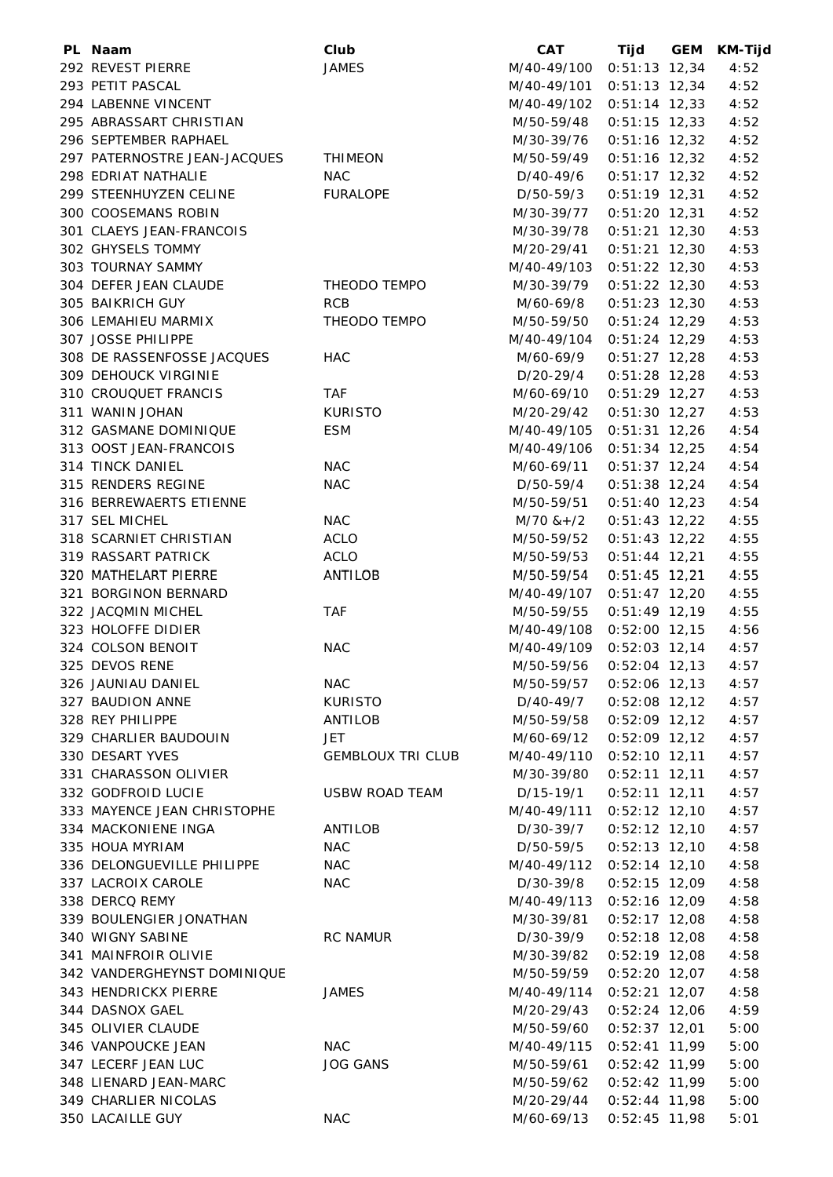| PL | Naam | Club | CAT | Tijd | GEM | KM-Tijd |
|---|---|---|---|---|---|---|
| 292 | REVEST PIERRE | JAMES | M/40-49/100 | 0:51:13 | 12,34 | 4:52 |
| 293 | PETIT PASCAL | | M/40-49/101 | 0:51:13 | 12,34 | 4:52 |
| 294 | LABENNE VINCENT | | M/40-49/102 | 0:51:14 | 12,33 | 4:52 |
| 295 | ABRASSART CHRISTIAN | | M/50-59/48 | 0:51:15 | 12,33 | 4:52 |
| 296 | SEPTEMBER RAPHAEL | | M/30-39/76 | 0:51:16 | 12,32 | 4:52 |
| 297 | PATERNOSTRE JEAN-JACQUES | THIMEON | M/50-59/49 | 0:51:16 | 12,32 | 4:52 |
| 298 | EDRIAT NATHALIE | NAC | D/40-49/6 | 0:51:17 | 12,32 | 4:52 |
| 299 | STEENHUYZEN CELINE | FURALOPE | D/50-59/3 | 0:51:19 | 12,31 | 4:52 |
| 300 | COOSEMANS ROBIN | | M/30-39/77 | 0:51:20 | 12,31 | 4:52 |
| 301 | CLAEYS JEAN-FRANCOIS | | M/30-39/78 | 0:51:21 | 12,30 | 4:53 |
| 302 | GHYSELS TOMMY | | M/20-29/41 | 0:51:21 | 12,30 | 4:53 |
| 303 | TOURNAY SAMMY | | M/40-49/103 | 0:51:22 | 12,30 | 4:53 |
| 304 | DEFER JEAN CLAUDE | THEODO TEMPO | M/30-39/79 | 0:51:22 | 12,30 | 4:53 |
| 305 | BAIKRICH GUY | RCB | M/60-69/8 | 0:51:23 | 12,30 | 4:53 |
| 306 | LEMAHIEU MARMIX | THEODO TEMPO | M/50-59/50 | 0:51:24 | 12,29 | 4:53 |
| 307 | JOSSE PHILIPPE | | M/40-49/104 | 0:51:24 | 12,29 | 4:53 |
| 308 | DE RASSENFOSSE JACQUES | HAC | M/60-69/9 | 0:51:27 | 12,28 | 4:53 |
| 309 | DEHOUCK VIRGINIE | | D/20-29/4 | 0:51:28 | 12,28 | 4:53 |
| 310 | CROUQUET FRANCIS | TAF | M/60-69/10 | 0:51:29 | 12,27 | 4:53 |
| 311 | WANIN JOHAN | KURISTO | M/20-29/42 | 0:51:30 | 12,27 | 4:53 |
| 312 | GASMANE DOMINIQUE | ESM | M/40-49/105 | 0:51:31 | 12,26 | 4:54 |
| 313 | OOST JEAN-FRANCOIS | | M/40-49/106 | 0:51:34 | 12,25 | 4:54 |
| 314 | TINCK DANIEL | NAC | M/60-69/11 | 0:51:37 | 12,24 | 4:54 |
| 315 | RENDERS REGINE | NAC | D/50-59/4 | 0:51:38 | 12,24 | 4:54 |
| 316 | BERREWAERTS ETIENNE | | M/50-59/51 | 0:51:40 | 12,23 | 4:54 |
| 317 | SEL MICHEL | NAC | M/70 &+/2 | 0:51:43 | 12,22 | 4:55 |
| 318 | SCARNIET CHRISTIAN | ACLO | M/50-59/52 | 0:51:43 | 12,22 | 4:55 |
| 319 | RASSART PATRICK | ACLO | M/50-59/53 | 0:51:44 | 12,21 | 4:55 |
| 320 | MATHELART PIERRE | ANTILOB | M/50-59/54 | 0:51:45 | 12,21 | 4:55 |
| 321 | BORGINON BERNARD | | M/40-49/107 | 0:51:47 | 12,20 | 4:55 |
| 322 | JACQMIN MICHEL | TAF | M/50-59/55 | 0:51:49 | 12,19 | 4:55 |
| 323 | HOLOFFE DIDIER | | M/40-49/108 | 0:52:00 | 12,15 | 4:56 |
| 324 | COLSON BENOIT | NAC | M/40-49/109 | 0:52:03 | 12,14 | 4:57 |
| 325 | DEVOS RENE | | M/50-59/56 | 0:52:04 | 12,13 | 4:57 |
| 326 | JAUNIAU DANIEL | NAC | M/50-59/57 | 0:52:06 | 12,13 | 4:57 |
| 327 | BAUDION ANNE | KURISTO | D/40-49/7 | 0:52:08 | 12,12 | 4:57 |
| 328 | REY PHILIPPE | ANTILOB | M/50-59/58 | 0:52:09 | 12,12 | 4:57 |
| 329 | CHARLIER BAUDOUIN | JET | M/60-69/12 | 0:52:09 | 12,12 | 4:57 |
| 330 | DESART YVES | GEMBLOUX TRI CLUB | M/40-49/110 | 0:52:10 | 12,11 | 4:57 |
| 331 | CHARASSON OLIVIER | | M/30-39/80 | 0:52:11 | 12,11 | 4:57 |
| 332 | GODFROID LUCIE | USBW ROAD TEAM | D/15-19/1 | 0:52:11 | 12,11 | 4:57 |
| 333 | MAYENCE JEAN CHRISTOPHE | | M/40-49/111 | 0:52:12 | 12,10 | 4:57 |
| 334 | MACKONIENE INGA | ANTILOB | D/30-39/7 | 0:52:12 | 12,10 | 4:57 |
| 335 | HOUA MYRIAM | NAC | D/50-59/5 | 0:52:13 | 12,10 | 4:58 |
| 336 | DELONGUEVILLE PHILIPPE | NAC | M/40-49/112 | 0:52:14 | 12,10 | 4:58 |
| 337 | LACROIX CAROLE | NAC | D/30-39/8 | 0:52:15 | 12,09 | 4:58 |
| 338 | DERCQ REMY | | M/40-49/113 | 0:52:16 | 12,09 | 4:58 |
| 339 | BOULENGIER JONATHAN | | M/30-39/81 | 0:52:17 | 12,08 | 4:58 |
| 340 | WIGNY SABINE | RC NAMUR | D/30-39/9 | 0:52:18 | 12,08 | 4:58 |
| 341 | MAINFROIR OLIVIE | | M/30-39/82 | 0:52:19 | 12,08 | 4:58 |
| 342 | VANDERGHEYNST DOMINIQUE | | M/50-59/59 | 0:52:20 | 12,07 | 4:58 |
| 343 | HENDRICKX PIERRE | JAMES | M/40-49/114 | 0:52:21 | 12,07 | 4:58 |
| 344 | DASNOX GAEL | | M/20-29/43 | 0:52:24 | 12,06 | 4:59 |
| 345 | OLIVIER CLAUDE | | M/50-59/60 | 0:52:37 | 12,01 | 5:00 |
| 346 | VANPOUCKE JEAN | NAC | M/40-49/115 | 0:52:41 | 11,99 | 5:00 |
| 347 | LECERF JEAN LUC | JOG GANS | M/50-59/61 | 0:52:42 | 11,99 | 5:00 |
| 348 | LIENARD JEAN-MARC | | M/50-59/62 | 0:52:42 | 11,99 | 5:00 |
| 349 | CHARLIER NICOLAS | | M/20-29/44 | 0:52:44 | 11,98 | 5:00 |
| 350 | LACAILLE GUY | NAC | M/60-69/13 | 0:52:45 | 11,98 | 5:01 |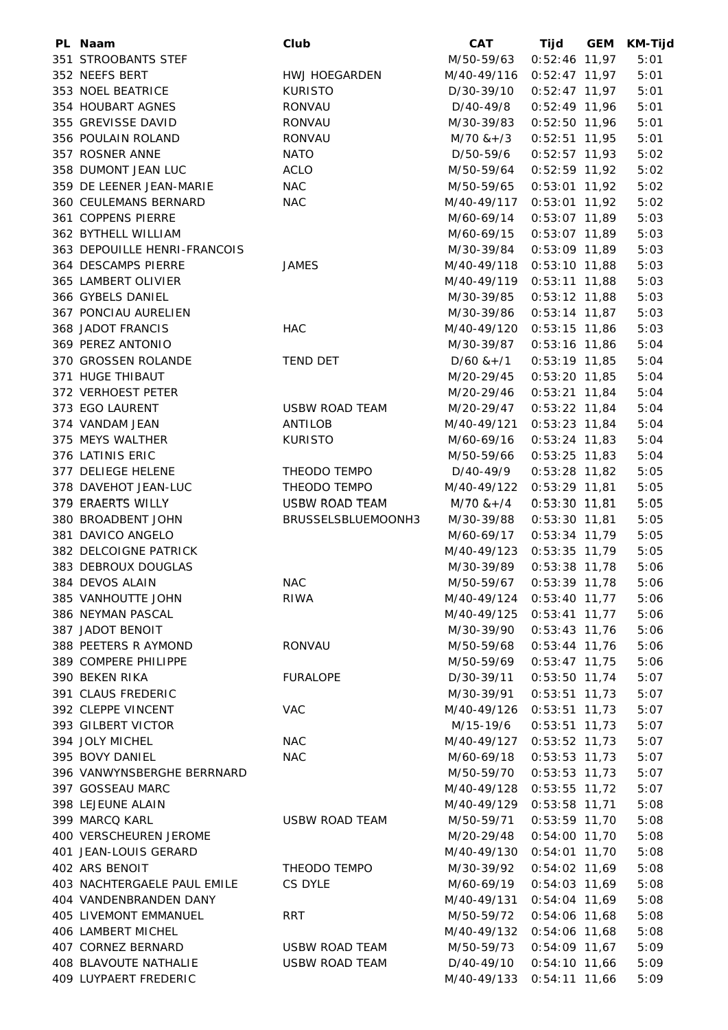| PL | Naam | Club | CAT | Tijd | GEM | KM-Tijd |
|---|---|---|---|---|---|---|
| 351 | STROOBANTS STEF | | M/50-59/63 | 0:52:46 | 11,97 | 5:01 |
| 352 | NEEFS BERT | HWJ HOEGARDEN | M/40-49/116 | 0:52:47 | 11,97 | 5:01 |
| 353 | NOEL BEATRICE | KURISTO | D/30-39/10 | 0:52:47 | 11,97 | 5:01 |
| 354 | HOUBART AGNES | RONVAU | D/40-49/8 | 0:52:49 | 11,96 | 5:01 |
| 355 | GREVISSE DAVID | RONVAU | M/30-39/83 | 0:52:50 | 11,96 | 5:01 |
| 356 | POULAIN ROLAND | RONVAU | M/70 &+/3 | 0:52:51 | 11,95 | 5:01 |
| 357 | ROSNER ANNE | NATO | D/50-59/6 | 0:52:57 | 11,93 | 5:02 |
| 358 | DUMONT JEAN LUC | ACLO | M/50-59/64 | 0:52:59 | 11,92 | 5:02 |
| 359 | DE LEENER JEAN-MARIE | NAC | M/50-59/65 | 0:53:01 | 11,92 | 5:02 |
| 360 | CEULEMANS BERNARD | NAC | M/40-49/117 | 0:53:01 | 11,92 | 5:02 |
| 361 | COPPENS PIERRE | | M/60-69/14 | 0:53:07 | 11,89 | 5:03 |
| 362 | BYTHELL WILLIAM | | M/60-69/15 | 0:53:07 | 11,89 | 5:03 |
| 363 | DEPOUILLE HENRI-FRANCOIS | | M/30-39/84 | 0:53:09 | 11,89 | 5:03 |
| 364 | DESCAMPS PIERRE | JAMES | M/40-49/118 | 0:53:10 | 11,88 | 5:03 |
| 365 | LAMBERT OLIVIER | | M/40-49/119 | 0:53:11 | 11,88 | 5:03 |
| 366 | GYBELS DANIEL | | M/30-39/85 | 0:53:12 | 11,88 | 5:03 |
| 367 | PONCIAU AURELIEN | | M/30-39/86 | 0:53:14 | 11,87 | 5:03 |
| 368 | JADOT FRANCIS | HAC | M/40-49/120 | 0:53:15 | 11,86 | 5:03 |
| 369 | PEREZ ANTONIO | | M/30-39/87 | 0:53:16 | 11,86 | 5:04 |
| 370 | GROSSEN ROLANDE | TEND DET | D/60 &+/1 | 0:53:19 | 11,85 | 5:04 |
| 371 | HUGE THIBAUT | | M/20-29/45 | 0:53:20 | 11,85 | 5:04 |
| 372 | VERHOEST PETER | | M/20-29/46 | 0:53:21 | 11,84 | 5:04 |
| 373 | EGO LAURENT | USBW ROAD TEAM | M/20-29/47 | 0:53:22 | 11,84 | 5:04 |
| 374 | VANDAM JEAN | ANTILOB | M/40-49/121 | 0:53:23 | 11,84 | 5:04 |
| 375 | MEYS WALTHER | KURISTO | M/60-69/16 | 0:53:24 | 11,83 | 5:04 |
| 376 | LATINIS ERIC | | M/50-59/66 | 0:53:25 | 11,83 | 5:04 |
| 377 | DELIEGE HELENE | THEODO TEMPO | D/40-49/9 | 0:53:28 | 11,82 | 5:05 |
| 378 | DAVEHOT JEAN-LUC | THEODO TEMPO | M/40-49/122 | 0:53:29 | 11,81 | 5:05 |
| 379 | ERAERTS WILLY | USBW ROAD TEAM | M/70 &+/4 | 0:53:30 | 11,81 | 5:05 |
| 380 | BROADBENT JOHN | BRUSSELSBLUEMOONH3 | M/30-39/88 | 0:53:30 | 11,81 | 5:05 |
| 381 | DAVICO ANGELO | | M/60-69/17 | 0:53:34 | 11,79 | 5:05 |
| 382 | DELCOIGNE PATRICK | | M/40-49/123 | 0:53:35 | 11,79 | 5:05 |
| 383 | DEBROUX DOUGLAS | | M/30-39/89 | 0:53:38 | 11,78 | 5:06 |
| 384 | DEVOS ALAIN | NAC | M/50-59/67 | 0:53:39 | 11,78 | 5:06 |
| 385 | VANHOUTTE JOHN | RIWA | M/40-49/124 | 0:53:40 | 11,77 | 5:06 |
| 386 | NEYMAN PASCAL | | M/40-49/125 | 0:53:41 | 11,77 | 5:06 |
| 387 | JADOT BENOIT | | M/30-39/90 | 0:53:43 | 11,76 | 5:06 |
| 388 | PEETERS R AYMOND | RONVAU | M/50-59/68 | 0:53:44 | 11,76 | 5:06 |
| 389 | COMPERE PHILIPPE | | M/50-59/69 | 0:53:47 | 11,75 | 5:06 |
| 390 | BEKEN RIKA | FURALOPE | D/30-39/11 | 0:53:50 | 11,74 | 5:07 |
| 391 | CLAUS FREDERIC | | M/30-39/91 | 0:53:51 | 11,73 | 5:07 |
| 392 | CLEPPE VINCENT | VAC | M/40-49/126 | 0:53:51 | 11,73 | 5:07 |
| 393 | GILBERT VICTOR | | M/15-19/6 | 0:53:51 | 11,73 | 5:07 |
| 394 | JOLY MICHEL | NAC | M/40-49/127 | 0:53:52 | 11,73 | 5:07 |
| 395 | BOVY DANIEL | NAC | M/60-69/18 | 0:53:53 | 11,73 | 5:07 |
| 396 | VANWYNSBERGHE BERRNARD | | M/50-59/70 | 0:53:53 | 11,73 | 5:07 |
| 397 | GOSSEAU MARC | | M/40-49/128 | 0:53:55 | 11,72 | 5:07 |
| 398 | LEJEUNE ALAIN | | M/40-49/129 | 0:53:58 | 11,71 | 5:08 |
| 399 | MARCQ KARL | USBW ROAD TEAM | M/50-59/71 | 0:53:59 | 11,70 | 5:08 |
| 400 | VERSCHEUREN JEROME | | M/20-29/48 | 0:54:00 | 11,70 | 5:08 |
| 401 | JEAN-LOUIS GERARD | | M/40-49/130 | 0:54:01 | 11,70 | 5:08 |
| 402 | ARS BENOIT | THEODO TEMPO | M/30-39/92 | 0:54:02 | 11,69 | 5:08 |
| 403 | NACHTERGAELE PAUL EMILE | CS DYLE | M/60-69/19 | 0:54:03 | 11,69 | 5:08 |
| 404 | VANDENBRANDEN DANY | | M/40-49/131 | 0:54:04 | 11,69 | 5:08 |
| 405 | LIVEMONT EMMANUEL | RRT | M/50-59/72 | 0:54:06 | 11,68 | 5:08 |
| 406 | LAMBERT MICHEL | | M/40-49/132 | 0:54:06 | 11,68 | 5:08 |
| 407 | CORNEZ BERNARD | USBW ROAD TEAM | M/50-59/73 | 0:54:09 | 11,67 | 5:09 |
| 408 | BLAVOUTE NATHALIE | USBW ROAD TEAM | D/40-49/10 | 0:54:10 | 11,66 | 5:09 |
| 409 | LUYPAERT FREDERIC | | M/40-49/133 | 0:54:11 | 11,66 | 5:09 |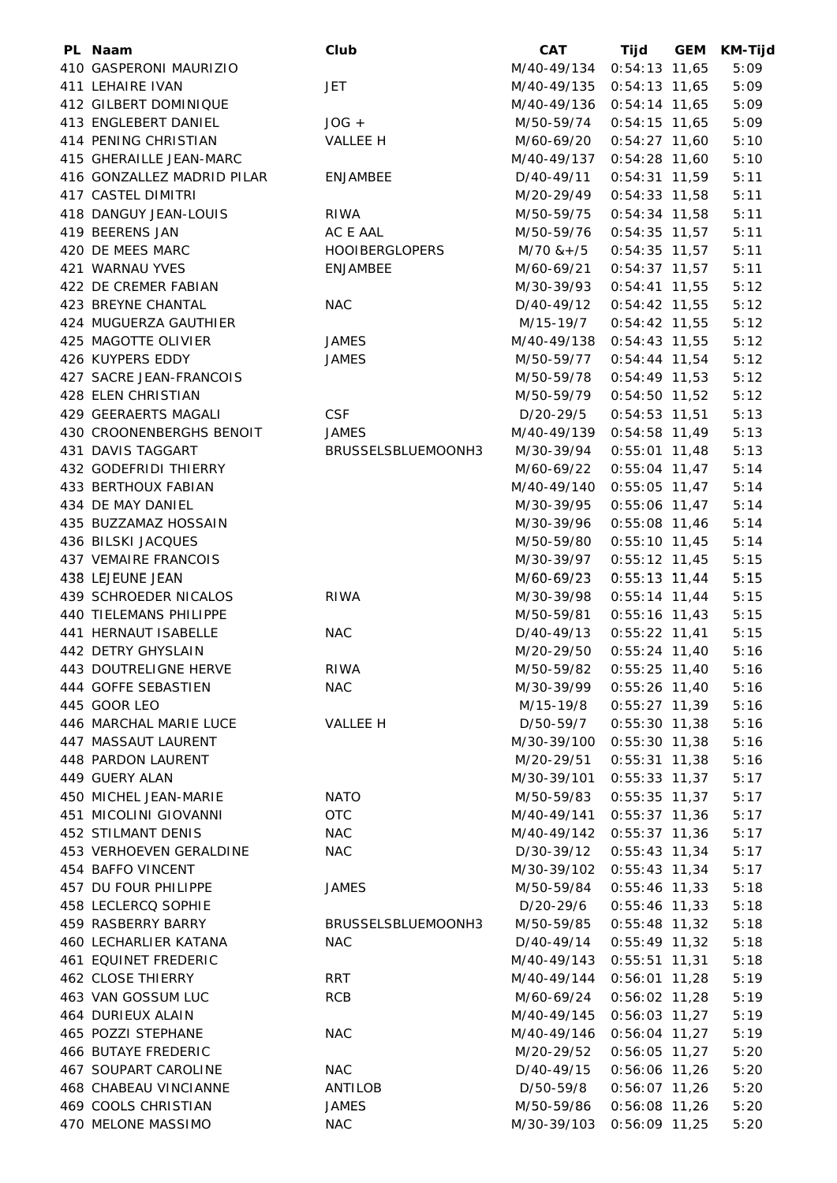| PL | Naam | Club | CAT | Tijd | GEM | KM-Tijd |
|---|---|---|---|---|---|---|
| 410 | GASPERONI MAURIZIO | | M/40-49/134 | 0:54:13 | 11,65 | 5:09 |
| 411 | LEHAIRE IVAN | JET | M/40-49/135 | 0:54:13 | 11,65 | 5:09 |
| 412 | GILBERT DOMINIQUE | | M/40-49/136 | 0:54:14 | 11,65 | 5:09 |
| 413 | ENGLEBERT DANIEL | JOG + | M/50-59/74 | 0:54:15 | 11,65 | 5:09 |
| 414 | PENING CHRISTIAN | VALLEE H | M/60-69/20 | 0:54:27 | 11,60 | 5:10 |
| 415 | GHERAILLE JEAN-MARC | | M/40-49/137 | 0:54:28 | 11,60 | 5:10 |
| 416 | GONZALLEZ MADRID PILAR | ENJAMBEE | D/40-49/11 | 0:54:31 | 11,59 | 5:11 |
| 417 | CASTEL DIMITRI | | M/20-29/49 | 0:54:33 | 11,58 | 5:11 |
| 418 | DANGUY JEAN-LOUIS | RIWA | M/50-59/75 | 0:54:34 | 11,58 | 5:11 |
| 419 | BEERENS JAN | AC E AAL | M/50-59/76 | 0:54:35 | 11,57 | 5:11 |
| 420 | DE MEES MARC | HOOIBERGLOPERS | M/70 &+/5 | 0:54:35 | 11,57 | 5:11 |
| 421 | WARNAU YVES | ENJAMBEE | M/60-69/21 | 0:54:37 | 11,57 | 5:11 |
| 422 | DE CREMER FABIAN | | M/30-39/93 | 0:54:41 | 11,55 | 5:12 |
| 423 | BREYNE CHANTAL | NAC | D/40-49/12 | 0:54:42 | 11,55 | 5:12 |
| 424 | MUGUERZA GAUTHIER | | M/15-19/7 | 0:54:42 | 11,55 | 5:12 |
| 425 | MAGOTTE OLIVIER | JAMES | M/40-49/138 | 0:54:43 | 11,55 | 5:12 |
| 426 | KUYPERS EDDY | JAMES | M/50-59/77 | 0:54:44 | 11,54 | 5:12 |
| 427 | SACRE JEAN-FRANCOIS | | M/50-59/78 | 0:54:49 | 11,53 | 5:12 |
| 428 | ELEN CHRISTIAN | | M/50-59/79 | 0:54:50 | 11,52 | 5:12 |
| 429 | GEERAERTS MAGALI | CSF | D/20-29/5 | 0:54:53 | 11,51 | 5:13 |
| 430 | CROONENBERGHS BENOIT | JAMES | M/40-49/139 | 0:54:58 | 11,49 | 5:13 |
| 431 | DAVIS TAGGART | BRUSSELSBLUEMOONH3 | M/30-39/94 | 0:55:01 | 11,48 | 5:13 |
| 432 | GODEFRIDI THIERRY | | M/60-69/22 | 0:55:04 | 11,47 | 5:14 |
| 433 | BERTHOUX FABIAN | | M/40-49/140 | 0:55:05 | 11,47 | 5:14 |
| 434 | DE MAY DANIEL | | M/30-39/95 | 0:55:06 | 11,47 | 5:14 |
| 435 | BUZZAMAZ HOSSAIN | | M/30-39/96 | 0:55:08 | 11,46 | 5:14 |
| 436 | BILSKI JACQUES | | M/50-59/80 | 0:55:10 | 11,45 | 5:14 |
| 437 | VEMAIRE FRANCOIS | | M/30-39/97 | 0:55:12 | 11,45 | 5:15 |
| 438 | LEJEUNE JEAN | | M/60-69/23 | 0:55:13 | 11,44 | 5:15 |
| 439 | SCHROEDER NICALOS | RIWA | M/30-39/98 | 0:55:14 | 11,44 | 5:15 |
| 440 | TIELEMANS PHILIPPE | | M/50-59/81 | 0:55:16 | 11,43 | 5:15 |
| 441 | HERNAUT ISABELLE | NAC | D/40-49/13 | 0:55:22 | 11,41 | 5:15 |
| 442 | DETRY GHYSLAIN | | M/20-29/50 | 0:55:24 | 11,40 | 5:16 |
| 443 | DOUTRELIGNE HERVE | RIWA | M/50-59/82 | 0:55:25 | 11,40 | 5:16 |
| 444 | GOFFE SEBASTIEN | NAC | M/30-39/99 | 0:55:26 | 11,40 | 5:16 |
| 445 | GOOR LEO | | M/15-19/8 | 0:55:27 | 11,39 | 5:16 |
| 446 | MARCHAL MARIE LUCE | VALLEE H | D/50-59/7 | 0:55:30 | 11,38 | 5:16 |
| 447 | MASSAUT LAURENT | | M/30-39/100 | 0:55:30 | 11,38 | 5:16 |
| 448 | PARDON LAURENT | | M/20-29/51 | 0:55:31 | 11,38 | 5:16 |
| 449 | GUERY ALAN | | M/30-39/101 | 0:55:33 | 11,37 | 5:17 |
| 450 | MICHEL JEAN-MARIE | NATO | M/50-59/83 | 0:55:35 | 11,37 | 5:17 |
| 451 | MICOLINI GIOVANNI | OTC | M/40-49/141 | 0:55:37 | 11,36 | 5:17 |
| 452 | STILMANT DENIS | NAC | M/40-49/142 | 0:55:37 | 11,36 | 5:17 |
| 453 | VERHOEVEN GERALDINE | NAC | D/30-39/12 | 0:55:43 | 11,34 | 5:17 |
| 454 | BAFFO VINCENT | | M/30-39/102 | 0:55:43 | 11,34 | 5:17 |
| 457 | DU FOUR PHILIPPE | JAMES | M/50-59/84 | 0:55:46 | 11,33 | 5:18 |
| 458 | LECLERCQ SOPHIE | | D/20-29/6 | 0:55:46 | 11,33 | 5:18 |
| 459 | RASBERRY BARRY | BRUSSELSBLUEMOONH3 | M/50-59/85 | 0:55:48 | 11,32 | 5:18 |
| 460 | LECHARLIER KATANA | NAC | D/40-49/14 | 0:55:49 | 11,32 | 5:18 |
| 461 | EQUINET FREDERIC | | M/40-49/143 | 0:55:51 | 11,31 | 5:18 |
| 462 | CLOSE THIERRY | RRT | M/40-49/144 | 0:56:01 | 11,28 | 5:19 |
| 463 | VAN GOSSUM LUC | RCB | M/60-69/24 | 0:56:02 | 11,28 | 5:19 |
| 464 | DURIEUX ALAIN | | M/40-49/145 | 0:56:03 | 11,27 | 5:19 |
| 465 | POZZI STEPHANE | NAC | M/40-49/146 | 0:56:04 | 11,27 | 5:19 |
| 466 | BUTAYE FREDERIC | | M/20-29/52 | 0:56:05 | 11,27 | 5:20 |
| 467 | SOUPART CAROLINE | NAC | D/40-49/15 | 0:56:06 | 11,26 | 5:20 |
| 468 | CHABEAU VINCIANNE | ANTILOB | D/50-59/8 | 0:56:07 | 11,26 | 5:20 |
| 469 | COOLS CHRISTIAN | JAMES | M/50-59/86 | 0:56:08 | 11,26 | 5:20 |
| 470 | MELONE MASSIMO | NAC | M/30-39/103 | 0:56:09 | 11,25 | 5:20 |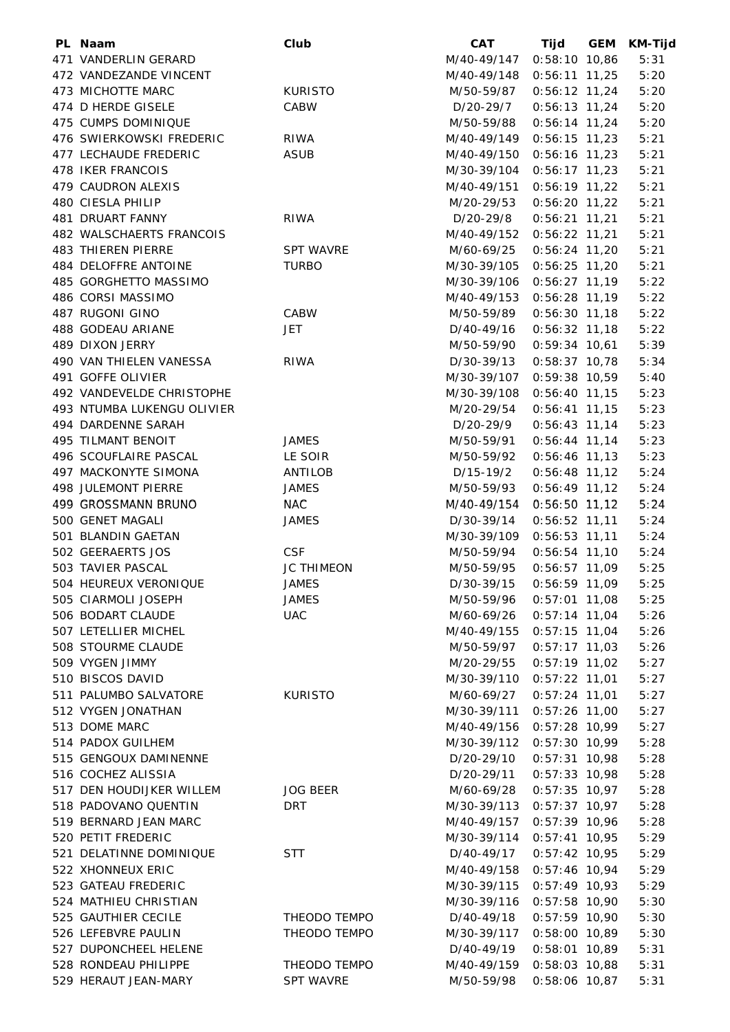| PL | Naam | Club | CAT | Tijd | GEM | KM-Tijd |
|---|---|---|---|---|---|---|
| 471 | VANDERLIN GERARD | | M/40-49/147 | 0:58:10 | 10,86 | 5:31 |
| 472 | VANDEZANDE VINCENT | | M/40-49/148 | 0:56:11 | 11,25 | 5:20 |
| 473 | MICHOTTE MARC | KURISTO | M/50-59/87 | 0:56:12 | 11,24 | 5:20 |
| 474 | D HERDE GISELE | CABW | D/20-29/7 | 0:56:13 | 11,24 | 5:20 |
| 475 | CUMPS DOMINIQUE | | M/50-59/88 | 0:56:14 | 11,24 | 5:20 |
| 476 | SWIERKOWSKI FREDERIC | RIWA | M/40-49/149 | 0:56:15 | 11,23 | 5:21 |
| 477 | LECHAUDE FREDERIC | ASUB | M/40-49/150 | 0:56:16 | 11,23 | 5:21 |
| 478 | IKER FRANCOIS | | M/30-39/104 | 0:56:17 | 11,23 | 5:21 |
| 479 | CAUDRON ALEXIS | | M/40-49/151 | 0:56:19 | 11,22 | 5:21 |
| 480 | CIESLA PHILIP | | M/20-29/53 | 0:56:20 | 11,22 | 5:21 |
| 481 | DRUART FANNY | RIWA | D/20-29/8 | 0:56:21 | 11,21 | 5:21 |
| 482 | WALSCHAERTS FRANCOIS | | M/40-49/152 | 0:56:22 | 11,21 | 5:21 |
| 483 | THIEREN PIERRE | SPT WAVRE | M/60-69/25 | 0:56:24 | 11,20 | 5:21 |
| 484 | DELOFFRE ANTOINE | TURBO | M/30-39/105 | 0:56:25 | 11,20 | 5:21 |
| 485 | GORGHETTO MASSIMO | | M/30-39/106 | 0:56:27 | 11,19 | 5:22 |
| 486 | CORSI MASSIMO | | M/40-49/153 | 0:56:28 | 11,19 | 5:22 |
| 487 | RUGONI GINO | CABW | M/50-59/89 | 0:56:30 | 11,18 | 5:22 |
| 488 | GODEAU ARIANE | JET | D/40-49/16 | 0:56:32 | 11,18 | 5:22 |
| 489 | DIXON JERRY | | M/50-59/90 | 0:59:34 | 10,61 | 5:39 |
| 490 | VAN THIELEN VANESSA | RIWA | D/30-39/13 | 0:58:37 | 10,78 | 5:34 |
| 491 | GOFFE OLIVIER | | M/30-39/107 | 0:59:38 | 10,59 | 5:40 |
| 492 | VANDEVELDE CHRISTOPHE | | M/30-39/108 | 0:56:40 | 11,15 | 5:23 |
| 493 | NTUMBA LUKENGU OLIVIER | | M/20-29/54 | 0:56:41 | 11,15 | 5:23 |
| 494 | DARDENNE SARAH | | D/20-29/9 | 0:56:43 | 11,14 | 5:23 |
| 495 | TILMANT BENOIT | JAMES | M/50-59/91 | 0:56:44 | 11,14 | 5:23 |
| 496 | SCOUFLAIRE PASCAL | LE SOIR | M/50-59/92 | 0:56:46 | 11,13 | 5:23 |
| 497 | MACKONYTE SIMONA | ANTILOB | D/15-19/2 | 0:56:48 | 11,12 | 5:24 |
| 498 | JULEMONT PIERRE | JAMES | M/50-59/93 | 0:56:49 | 11,12 | 5:24 |
| 499 | GROSSMANN BRUNO | NAC | M/40-49/154 | 0:56:50 | 11,12 | 5:24 |
| 500 | GENET MAGALI | JAMES | D/30-39/14 | 0:56:52 | 11,11 | 5:24 |
| 501 | BLANDIN GAETAN | | M/30-39/109 | 0:56:53 | 11,11 | 5:24 |
| 502 | GEERAERTS JOS | CSF | M/50-59/94 | 0:56:54 | 11,10 | 5:24 |
| 503 | TAVIER PASCAL | JC THIMEON | M/50-59/95 | 0:56:57 | 11,09 | 5:25 |
| 504 | HEUREUX VERONIQUE | JAMES | D/30-39/15 | 0:56:59 | 11,09 | 5:25 |
| 505 | CIARMOLI JOSEPH | JAMES | M/50-59/96 | 0:57:01 | 11,08 | 5:25 |
| 506 | BODART CLAUDE | UAC | M/60-69/26 | 0:57:14 | 11,04 | 5:26 |
| 507 | LETELLIER MICHEL | | M/40-49/155 | 0:57:15 | 11,04 | 5:26 |
| 508 | STOURME CLAUDE | | M/50-59/97 | 0:57:17 | 11,03 | 5:26 |
| 509 | VYGEN JIMMY | | M/20-29/55 | 0:57:19 | 11,02 | 5:27 |
| 510 | BISCOS DAVID | | M/30-39/110 | 0:57:22 | 11,01 | 5:27 |
| 511 | PALUMBO SALVATORE | KURISTO | M/60-69/27 | 0:57:24 | 11,01 | 5:27 |
| 512 | VYGEN JONATHAN | | M/30-39/111 | 0:57:26 | 11,00 | 5:27 |
| 513 | DOME MARC | | M/40-49/156 | 0:57:28 | 10,99 | 5:27 |
| 514 | PADOX GUILHEM | | M/30-39/112 | 0:57:30 | 10,99 | 5:28 |
| 515 | GENGOUX DAMINENNE | | D/20-29/10 | 0:57:31 | 10,98 | 5:28 |
| 516 | COCHEZ ALISSIA | | D/20-29/11 | 0:57:33 | 10,98 | 5:28 |
| 517 | DEN HOUDIJKER WILLEM | JOG BEER | M/60-69/28 | 0:57:35 | 10,97 | 5:28 |
| 518 | PADOVANO QUENTIN | DRT | M/30-39/113 | 0:57:37 | 10,97 | 5:28 |
| 519 | BERNARD JEAN MARC | | M/40-49/157 | 0:57:39 | 10,96 | 5:28 |
| 520 | PETIT FREDERIC | | M/30-39/114 | 0:57:41 | 10,95 | 5:29 |
| 521 | DELATINNE DOMINIQUE | STT | D/40-49/17 | 0:57:42 | 10,95 | 5:29 |
| 522 | XHONNEUX ERIC | | M/40-49/158 | 0:57:46 | 10,94 | 5:29 |
| 523 | GATEAU FREDERIC | | M/30-39/115 | 0:57:49 | 10,93 | 5:29 |
| 524 | MATHIEU CHRISTIAN | | M/30-39/116 | 0:57:58 | 10,90 | 5:30 |
| 525 | GAUTHIER CECILE | THEODO TEMPO | D/40-49/18 | 0:57:59 | 10,90 | 5:30 |
| 526 | LEFEBVRE PAULIN | THEODO TEMPO | M/30-39/117 | 0:58:00 | 10,89 | 5:30 |
| 527 | DUPONCHEEL HELENE | | D/40-49/19 | 0:58:01 | 10,89 | 5:31 |
| 528 | RONDEAU PHILIPPE | THEODO TEMPO | M/40-49/159 | 0:58:03 | 10,88 | 5:31 |
| 529 | HERAUT JEAN-MARY | SPT WAVRE | M/50-59/98 | 0:58:06 | 10,87 | 5:31 |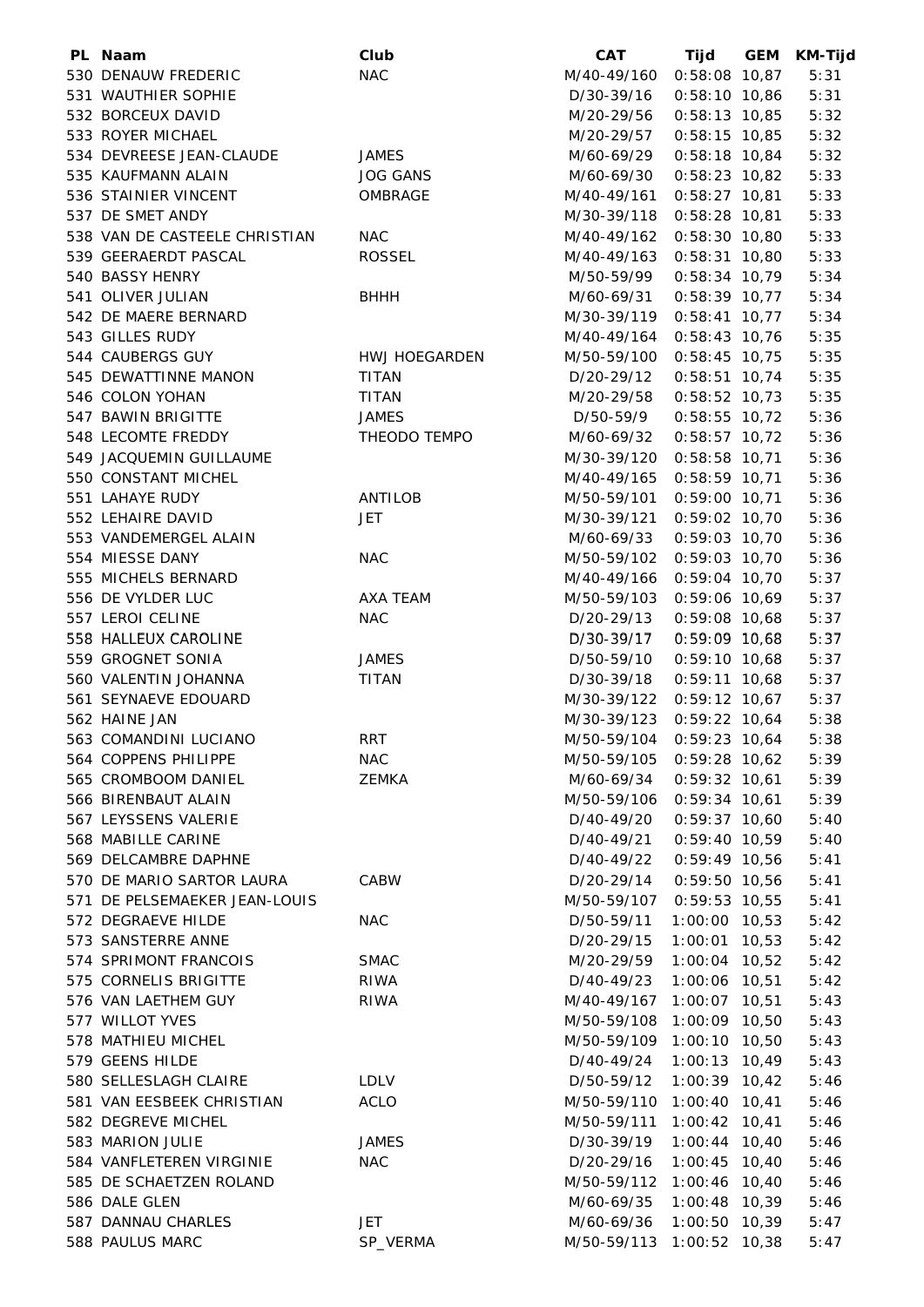| PL | Naam | Club | CAT | Tijd | GEM | KM-Tijd |
|---|---|---|---|---|---|---|
| 530 | DENAUW FREDERIC | NAC | M/40-49/160 | 0:58:08 | 10,87 | 5:31 |
| 531 | WAUTHIER SOPHIE | | D/30-39/16 | 0:58:10 | 10,86 | 5:31 |
| 532 | BORCEUX DAVID | | M/20-29/56 | 0:58:13 | 10,85 | 5:32 |
| 533 | ROYER MICHAEL | | M/20-29/57 | 0:58:15 | 10,85 | 5:32 |
| 534 | DEVREESE JEAN-CLAUDE | JAMES | M/60-69/29 | 0:58:18 | 10,84 | 5:32 |
| 535 | KAUFMANN ALAIN | JOG GANS | M/60-69/30 | 0:58:23 | 10,82 | 5:33 |
| 536 | STAINIER VINCENT | OMBRAGE | M/40-49/161 | 0:58:27 | 10,81 | 5:33 |
| 537 | DE SMET ANDY | | M/30-39/118 | 0:58:28 | 10,81 | 5:33 |
| 538 | VAN DE CASTEELE CHRISTIAN | NAC | M/40-49/162 | 0:58:30 | 10,80 | 5:33 |
| 539 | GEERAERDT PASCAL | ROSSEL | M/40-49/163 | 0:58:31 | 10,80 | 5:33 |
| 540 | BASSY HENRY | | M/50-59/99 | 0:58:34 | 10,79 | 5:34 |
| 541 | OLIVER JULIAN | BHHH | M/60-69/31 | 0:58:39 | 10,77 | 5:34 |
| 542 | DE MAERE BERNARD | | M/30-39/119 | 0:58:41 | 10,77 | 5:34 |
| 543 | GILLES RUDY | | M/40-49/164 | 0:58:43 | 10,76 | 5:35 |
| 544 | CAUBERGS GUY | HWJ HOEGARDEN | M/50-59/100 | 0:58:45 | 10,75 | 5:35 |
| 545 | DEWATTINNE MANON | TITAN | D/20-29/12 | 0:58:51 | 10,74 | 5:35 |
| 546 | COLON YOHAN | TITAN | M/20-29/58 | 0:58:52 | 10,73 | 5:35 |
| 547 | BAWIN BRIGITTE | JAMES | D/50-59/9 | 0:58:55 | 10,72 | 5:36 |
| 548 | LECOMTE FREDDY | THEODO TEMPO | M/60-69/32 | 0:58:57 | 10,72 | 5:36 |
| 549 | JACQUEMIN GUILLAUME | | M/30-39/120 | 0:58:58 | 10,71 | 5:36 |
| 550 | CONSTANT MICHEL | | M/40-49/165 | 0:58:59 | 10,71 | 5:36 |
| 551 | LAHAYE RUDY | ANTILOB | M/50-59/101 | 0:59:00 | 10,71 | 5:36 |
| 552 | LEHAIRE DAVID | JET | M/30-39/121 | 0:59:02 | 10,70 | 5:36 |
| 553 | VANDEMERGEL ALAIN | | M/60-69/33 | 0:59:03 | 10,70 | 5:36 |
| 554 | MIESSE DANY | NAC | M/50-59/102 | 0:59:03 | 10,70 | 5:36 |
| 555 | MICHELS BERNARD | | M/40-49/166 | 0:59:04 | 10,70 | 5:37 |
| 556 | DE VYLDER LUC | AXA TEAM | M/50-59/103 | 0:59:06 | 10,69 | 5:37 |
| 557 | LEROI CELINE | NAC | D/20-29/13 | 0:59:08 | 10,68 | 5:37 |
| 558 | HALLEUX CAROLINE | | D/30-39/17 | 0:59:09 | 10,68 | 5:37 |
| 559 | GROGNET SONIA | JAMES | D/50-59/10 | 0:59:10 | 10,68 | 5:37 |
| 560 | VALENTIN JOHANNA | TITAN | D/30-39/18 | 0:59:11 | 10,68 | 5:37 |
| 561 | SEYNAEVE EDOUARD | | M/30-39/122 | 0:59:12 | 10,67 | 5:37 |
| 562 | HAINE JAN | | M/30-39/123 | 0:59:22 | 10,64 | 5:38 |
| 563 | COMANDINI LUCIANO | RRT | M/50-59/104 | 0:59:23 | 10,64 | 5:38 |
| 564 | COPPENS PHILIPPE | NAC | M/50-59/105 | 0:59:28 | 10,62 | 5:39 |
| 565 | CROMBOOM DANIEL | ZEMKA | M/60-69/34 | 0:59:32 | 10,61 | 5:39 |
| 566 | BIRENBAUT ALAIN | | M/50-59/106 | 0:59:34 | 10,61 | 5:39 |
| 567 | LEYSSENS VALERIE | | D/40-49/20 | 0:59:37 | 10,60 | 5:40 |
| 568 | MABILLE CARINE | | D/40-49/21 | 0:59:40 | 10,59 | 5:40 |
| 569 | DELCAMBRE DAPHNE | | D/40-49/22 | 0:59:49 | 10,56 | 5:41 |
| 570 | DE MARIO SARTOR LAURA | CABW | D/20-29/14 | 0:59:50 | 10,56 | 5:41 |
| 571 | DE PELSEMAEKER JEAN-LOUIS | | M/50-59/107 | 0:59:53 | 10,55 | 5:41 |
| 572 | DEGRAEVE HILDE | NAC | D/50-59/11 | 1:00:00 | 10,53 | 5:42 |
| 573 | SANSTERRE ANNE | | D/20-29/15 | 1:00:01 | 10,53 | 5:42 |
| 574 | SPRIMONT FRANCOIS | SMAC | M/20-29/59 | 1:00:04 | 10,52 | 5:42 |
| 575 | CORNELIS BRIGITTE | RIWA | D/40-49/23 | 1:00:06 | 10,51 | 5:42 |
| 576 | VAN LAETHEM GUY | RIWA | M/40-49/167 | 1:00:07 | 10,51 | 5:43 |
| 577 | WILLOT YVES | | M/50-59/108 | 1:00:09 | 10,50 | 5:43 |
| 578 | MATHIEU MICHEL | | M/50-59/109 | 1:00:10 | 10,50 | 5:43 |
| 579 | GEENS HILDE | | D/40-49/24 | 1:00:13 | 10,49 | 5:43 |
| 580 | SELLESLAGH CLAIRE | LDLV | D/50-59/12 | 1:00:39 | 10,42 | 5:46 |
| 581 | VAN EESBEEK CHRISTIAN | ACLO | M/50-59/110 | 1:00:40 | 10,41 | 5:46 |
| 582 | DEGREVE MICHEL | | M/50-59/111 | 1:00:42 | 10,41 | 5:46 |
| 583 | MARION JULIE | JAMES | D/30-39/19 | 1:00:44 | 10,40 | 5:46 |
| 584 | VANFLETEREN VIRGINIE | NAC | D/20-29/16 | 1:00:45 | 10,40 | 5:46 |
| 585 | DE SCHAETZEN ROLAND | | M/50-59/112 | 1:00:46 | 10,40 | 5:46 |
| 586 | DALE GLEN | | M/60-69/35 | 1:00:48 | 10,39 | 5:46 |
| 587 | DANNAU CHARLES | JET | M/60-69/36 | 1:00:50 | 10,39 | 5:47 |
| 588 | PAULUS MARC | SP_VERMA | M/50-59/113 | 1:00:52 | 10,38 | 5:47 |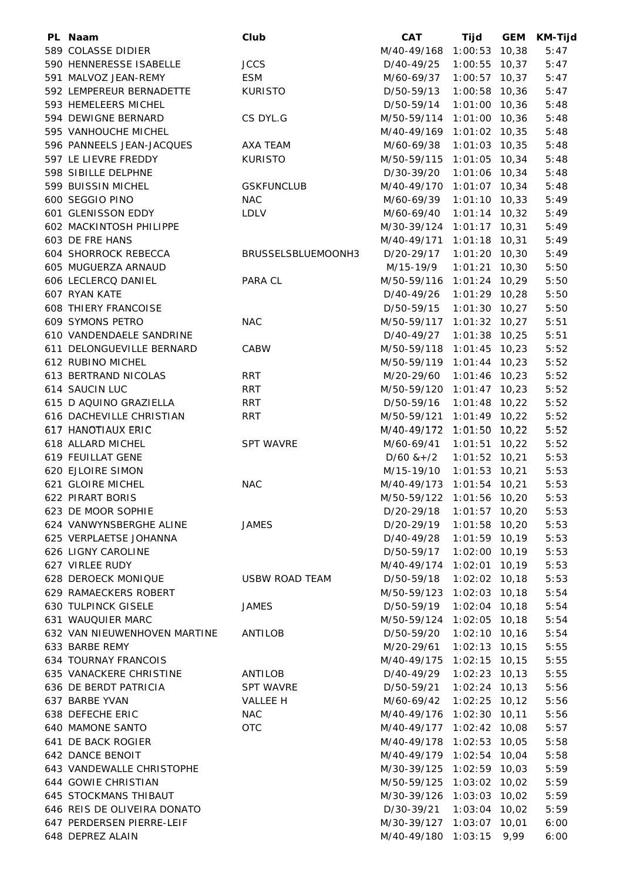| PL | Naam | Club | CAT | Tijd | GEM | KM-Tijd |
|---|---|---|---|---|---|---|
| 589 | COLASSE DIDIER | | M/40-49/168 | 1:00:53 | 10,38 | 5:47 |
| 590 | HENNERESSE ISABELLE | JCCS | D/40-49/25 | 1:00:55 | 10,37 | 5:47 |
| 591 | MALVOZ JEAN-REMY | ESM | M/60-69/37 | 1:00:57 | 10,37 | 5:47 |
| 592 | LEMPEREUR BERNADETTE | KURISTO | D/50-59/13 | 1:00:58 | 10,36 | 5:47 |
| 593 | HEMELEERS MICHEL | | D/50-59/14 | 1:01:00 | 10,36 | 5:48 |
| 594 | DEWIGNE BERNARD | CS DYL.G | M/50-59/114 | 1:01:00 | 10,36 | 5:48 |
| 595 | VANHOUCHE MICHEL | | M/40-49/169 | 1:01:02 | 10,35 | 5:48 |
| 596 | PANNEELS JEAN-JACQUES | AXA TEAM | M/60-69/38 | 1:01:03 | 10,35 | 5:48 |
| 597 | LE LIEVRE FREDDY | KURISTO | M/50-59/115 | 1:01:05 | 10,34 | 5:48 |
| 598 | SIBILLE DELPHNE | | D/30-39/20 | 1:01:06 | 10,34 | 5:48 |
| 599 | BUISSIN MICHEL | GSKFUNCLUB | M/40-49/170 | 1:01:07 | 10,34 | 5:48 |
| 600 | SEGGIO PINO | NAC | M/60-69/39 | 1:01:10 | 10,33 | 5:49 |
| 601 | GLENISSON EDDY | LDLV | M/60-69/40 | 1:01:14 | 10,32 | 5:49 |
| 602 | MACKINTOSH PHILIPPE | | M/30-39/124 | 1:01:17 | 10,31 | 5:49 |
| 603 | DE FRE HANS | | M/40-49/171 | 1:01:18 | 10,31 | 5:49 |
| 604 | SHORROCK REBECCA | BRUSSELSBLUEMOONH3 | D/20-29/17 | 1:01:20 | 10,30 | 5:49 |
| 605 | MUGUERZA ARNAUD | | M/15-19/9 | 1:01:21 | 10,30 | 5:50 |
| 606 | LECLERCQ DANIEL | PARA CL | M/50-59/116 | 1:01:24 | 10,29 | 5:50 |
| 607 | RYAN KATE | | D/40-49/26 | 1:01:29 | 10,28 | 5:50 |
| 608 | THIERY FRANCOISE | | D/50-59/15 | 1:01:30 | 10,27 | 5:50 |
| 609 | SYMONS PETRO | NAC | M/50-59/117 | 1:01:32 | 10,27 | 5:51 |
| 610 | VANDENDAELE SANDRINE | | D/40-49/27 | 1:01:38 | 10,25 | 5:51 |
| 611 | DELONGUEVILLE BERNARD | CABW | M/50-59/118 | 1:01:45 | 10,23 | 5:52 |
| 612 | RUBINO MICHEL | | M/50-59/119 | 1:01:44 | 10,23 | 5:52 |
| 613 | BERTRAND NICOLAS | RRT | M/20-29/60 | 1:01:46 | 10,23 | 5:52 |
| 614 | SAUCIN LUC | RRT | M/50-59/120 | 1:01:47 | 10,23 | 5:52 |
| 615 | D AQUINO GRAZIELLA | RRT | D/50-59/16 | 1:01:48 | 10,22 | 5:52 |
| 616 | DACHEVILLE CHRISTIAN | RRT | M/50-59/121 | 1:01:49 | 10,22 | 5:52 |
| 617 | HANOTIAUX ERIC | | M/40-49/172 | 1:01:50 | 10,22 | 5:52 |
| 618 | ALLARD MICHEL | SPT WAVRE | M/60-69/41 | 1:01:51 | 10,22 | 5:52 |
| 619 | FEUILLAT GENE | | D/60 &+/2 | 1:01:52 | 10,21 | 5:53 |
| 620 | EJLOIRE SIMON | | M/15-19/10 | 1:01:53 | 10,21 | 5:53 |
| 621 | GLOIRE MICHEL | NAC | M/40-49/173 | 1:01:54 | 10,21 | 5:53 |
| 622 | PIRART BORIS | | M/50-59/122 | 1:01:56 | 10,20 | 5:53 |
| 623 | DE MOOR SOPHIE | | D/20-29/18 | 1:01:57 | 10,20 | 5:53 |
| 624 | VANWYNSBERGHE ALINE | JAMES | D/20-29/19 | 1:01:58 | 10,20 | 5:53 |
| 625 | VERPLAETSE JOHANNA | | D/40-49/28 | 1:01:59 | 10,19 | 5:53 |
| 626 | LIGNY CAROLINE | | D/50-59/17 | 1:02:00 | 10,19 | 5:53 |
| 627 | VIRLEE RUDY | | M/40-49/174 | 1:02:01 | 10,19 | 5:53 |
| 628 | DEROECK MONIQUE | USBW ROAD TEAM | D/50-59/18 | 1:02:02 | 10,18 | 5:53 |
| 629 | RAMAECKERS ROBERT | | M/50-59/123 | 1:02:03 | 10,18 | 5:54 |
| 630 | TULPINCK GISELE | JAMES | D/50-59/19 | 1:02:04 | 10,18 | 5:54 |
| 631 | WAUQUIER MARC | | M/50-59/124 | 1:02:05 | 10,18 | 5:54 |
| 632 | VAN NIEUWENHOVEN MARTINE | ANTILOB | D/50-59/20 | 1:02:10 | 10,16 | 5:54 |
| 633 | BARBE REMY | | M/20-29/61 | 1:02:13 | 10,15 | 5:55 |
| 634 | TOURNAY FRANCOIS | | M/40-49/175 | 1:02:15 | 10,15 | 5:55 |
| 635 | VANACKERE CHRISTINE | ANTILOB | D/40-49/29 | 1:02:23 | 10,13 | 5:55 |
| 636 | DE BERDT PATRICIA | SPT WAVRE | D/50-59/21 | 1:02:24 | 10,13 | 5:56 |
| 637 | BARBE YVAN | VALLEE H | M/60-69/42 | 1:02:25 | 10,12 | 5:56 |
| 638 | DEFECHE ERIC | NAC | M/40-49/176 | 1:02:30 | 10,11 | 5:56 |
| 640 | MAMONE SANTO | OTC | M/40-49/177 | 1:02:42 | 10,08 | 5:57 |
| 641 | DE BACK ROGIER | | M/40-49/178 | 1:02:53 | 10,05 | 5:58 |
| 642 | DANCE BENOIT | | M/40-49/179 | 1:02:54 | 10,04 | 5:58 |
| 643 | VANDEWALLE CHRISTOPHE | | M/30-39/125 | 1:02:59 | 10,03 | 5:59 |
| 644 | GOWIE CHRISTIAN | | M/50-59/125 | 1:03:02 | 10,02 | 5:59 |
| 645 | STOCKMANS THIBAUT | | M/30-39/126 | 1:03:03 | 10,02 | 5:59 |
| 646 | REIS DE OLIVEIRA DONATO | | D/30-39/21 | 1:03:04 | 10,02 | 5:59 |
| 647 | PERDERSEN PIERRE-LEIF | | M/30-39/127 | 1:03:07 | 10,01 | 6:00 |
| 648 | DEPREZ ALAIN | | M/40-49/180 | 1:03:15 | 9,99 | 6:00 |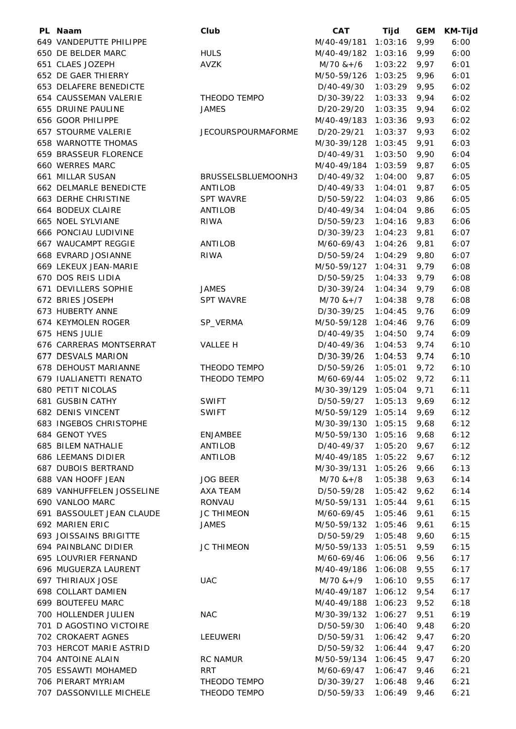| PL | Naam | Club | CAT | Tijd | GEM | KM-Tijd |
|---|---|---|---|---|---|---|
| 649 | VANDEPUTTE PHILIPPE | | M/40-49/181 | 1:03:16 | 9,99 | 6:00 |
| 650 | DE BELDER MARC | HULS | M/40-49/182 | 1:03:16 | 9,99 | 6:00 |
| 651 | CLAES JOZEPH | AVZK | M/70 &+/6 | 1:03:22 | 9,97 | 6:01 |
| 652 | DE GAER THIERRY | | M/50-59/126 | 1:03:25 | 9,96 | 6:01 |
| 653 | DELAFERE BENEDICTE | | D/40-49/30 | 1:03:29 | 9,95 | 6:02 |
| 654 | CAUSSEMAN VALERIE | THEODO TEMPO | D/30-39/22 | 1:03:33 | 9,94 | 6:02 |
| 655 | DRUINE PAULINE | JAMES | D/20-29/20 | 1:03:35 | 9,94 | 6:02 |
| 656 | GOOR PHILIPPE | | M/40-49/183 | 1:03:36 | 9,93 | 6:02 |
| 657 | STOURME VALERIE | JECOURSPOURMAFORME | D/20-29/21 | 1:03:37 | 9,93 | 6:02 |
| 658 | WARNOTTE THOMAS | | M/30-39/128 | 1:03:45 | 9,91 | 6:03 |
| 659 | BRASSEUR FLORENCE | | D/40-49/31 | 1:03:50 | 9,90 | 6:04 |
| 660 | WERRES MARC | | M/40-49/184 | 1:03:59 | 9,87 | 6:05 |
| 661 | MILLAR SUSAN | BRUSSELSBLUEMOONH3 | D/40-49/32 | 1:04:00 | 9,87 | 6:05 |
| 662 | DELMARLE BENEDICTE | ANTILOB | D/40-49/33 | 1:04:01 | 9,87 | 6:05 |
| 663 | DERHE CHRISTINE | SPT WAVRE | D/50-59/22 | 1:04:03 | 9,86 | 6:05 |
| 664 | BODEUX CLAIRE | ANTILOB | D/40-49/34 | 1:04:04 | 9,86 | 6:05 |
| 665 | NOEL SYLVIANE | RIWA | D/50-59/23 | 1:04:16 | 9,83 | 6:06 |
| 666 | PONCIAU LUDIVINE | | D/30-39/23 | 1:04:23 | 9,81 | 6:07 |
| 667 | WAUCAMPT REGGIE | ANTILOB | M/60-69/43 | 1:04:26 | 9,81 | 6:07 |
| 668 | EVRARD JOSIANNE | RIWA | D/50-59/24 | 1:04:29 | 9,80 | 6:07 |
| 669 | LEKEUX JEAN-MARIE | | M/50-59/127 | 1:04:31 | 9,79 | 6:08 |
| 670 | DOS REIS LIDIA | | D/50-59/25 | 1:04:33 | 9,79 | 6:08 |
| 671 | DEVILLERS SOPHIE | JAMES | D/30-39/24 | 1:04:34 | 9,79 | 6:08 |
| 672 | BRIES JOSEPH | SPT WAVRE | M/70 &+/7 | 1:04:38 | 9,78 | 6:08 |
| 673 | HUBERTY ANNE | | D/30-39/25 | 1:04:45 | 9,76 | 6:09 |
| 674 | KEYMOLEN ROGER | SP_VERMA | M/50-59/128 | 1:04:46 | 9,76 | 6:09 |
| 675 | HENS JULIE | | D/40-49/35 | 1:04:50 | 9,74 | 6:09 |
| 676 | CARRERAS MONTSERRAT | VALLEE H | D/40-49/36 | 1:04:53 | 9,74 | 6:10 |
| 677 | DESVALS MARION | | D/30-39/26 | 1:04:53 | 9,74 | 6:10 |
| 678 | DEHOUST MARIANNE | THEODO TEMPO | D/50-59/26 | 1:05:01 | 9,72 | 6:10 |
| 679 | IUALIANETTI RENATO | THEODO TEMPO | M/60-69/44 | 1:05:02 | 9,72 | 6:11 |
| 680 | PETIT NICOLAS | | M/30-39/129 | 1:05:04 | 9,71 | 6:11 |
| 681 | GUSBIN CATHY | SWIFT | D/50-59/27 | 1:05:13 | 9,69 | 6:12 |
| 682 | DENIS VINCENT | SWIFT | M/50-59/129 | 1:05:14 | 9,69 | 6:12 |
| 683 | INGEBOS CHRISTOPHE | | M/30-39/130 | 1:05:15 | 9,68 | 6:12 |
| 684 | GENOT YVES | ENJAMBEE | M/50-59/130 | 1:05:16 | 9,68 | 6:12 |
| 685 | BILEM NATHALIE | ANTILOB | D/40-49/37 | 1:05:20 | 9,67 | 6:12 |
| 686 | LEEMANS DIDIER | ANTILOB | M/40-49/185 | 1:05:22 | 9,67 | 6:12 |
| 687 | DUBOIS BERTRAND | | M/30-39/131 | 1:05:26 | 9,66 | 6:13 |
| 688 | VAN HOOFF JEAN | JOG BEER | M/70 &+/8 | 1:05:38 | 9,63 | 6:14 |
| 689 | VANHUFFELEN JOSSELINE | AXA TEAM | D/50-59/28 | 1:05:42 | 9,62 | 6:14 |
| 690 | VANLOO MARC | RONVAU | M/50-59/131 | 1:05:44 | 9,61 | 6:15 |
| 691 | BASSOULET JEAN CLAUDE | JC THIMEON | M/60-69/45 | 1:05:46 | 9,61 | 6:15 |
| 692 | MARIEN ERIC | JAMES | M/50-59/132 | 1:05:46 | 9,61 | 6:15 |
| 693 | JOISSAINS BRIGITTE | | D/50-59/29 | 1:05:48 | 9,60 | 6:15 |
| 694 | PAINBLANC DIDIER | JC THIMEON | M/50-59/133 | 1:05:51 | 9,59 | 6:15 |
| 695 | LOUVRIER FERNAND | | M/60-69/46 | 1:06:06 | 9,56 | 6:17 |
| 696 | MUGUERZA LAURENT | | M/40-49/186 | 1:06:08 | 9,55 | 6:17 |
| 697 | THIRIAUX JOSE | UAC | M/70 &+/9 | 1:06:10 | 9,55 | 6:17 |
| 698 | COLLART DAMIEN | | M/40-49/187 | 1:06:12 | 9,54 | 6:17 |
| 699 | BOUTEFEU MARC | | M/40-49/188 | 1:06:23 | 9,52 | 6:18 |
| 700 | HOLLENDER JULIEN | NAC | M/30-39/132 | 1:06:27 | 9,51 | 6:19 |
| 701 | D AGOSTINO VICTOIRE | | D/50-59/30 | 1:06:40 | 9,48 | 6:20 |
| 702 | CROKAERT AGNES | LEEUWERI | D/50-59/31 | 1:06:42 | 9,47 | 6:20 |
| 703 | HERCOT MARIE ASTRID | | D/50-59/32 | 1:06:44 | 9,47 | 6:20 |
| 704 | ANTOINE ALAIN | RC NAMUR | M/50-59/134 | 1:06:45 | 9,47 | 6:20 |
| 705 | ESSAWTI MOHAMED | RRT | M/60-69/47 | 1:06:47 | 9,46 | 6:21 |
| 706 | PIERART MYRIAM | THEODO TEMPO | D/30-39/27 | 1:06:48 | 9,46 | 6:21 |
| 707 | DASSONVILLE MICHELE | THEODO TEMPO | D/50-59/33 | 1:06:49 | 9,46 | 6:21 |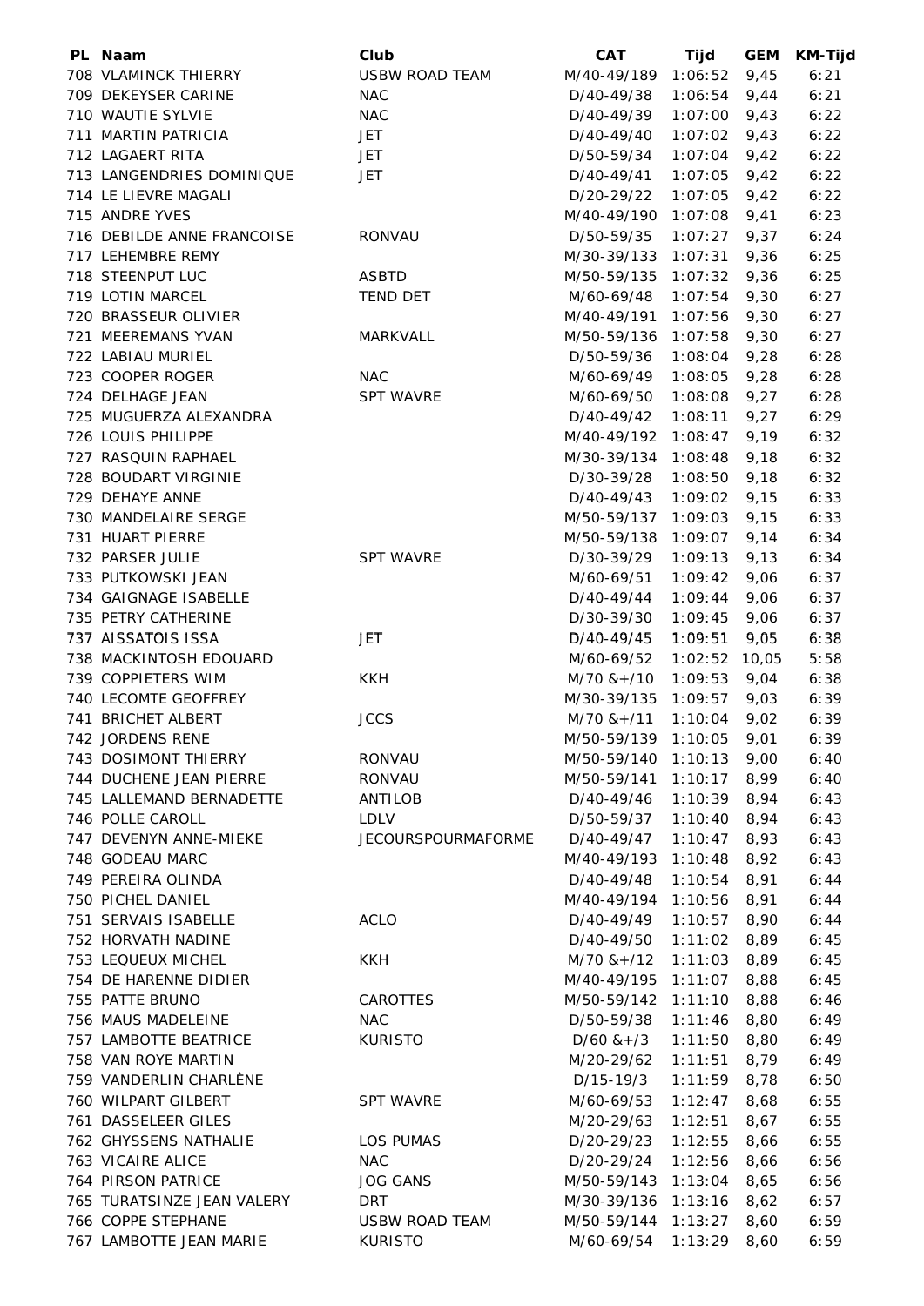| PL | Naam | Club | CAT | Tijd | GEM | KM-Tijd |
|---|---|---|---|---|---|---|
| 708 | VLAMINCK THIERRY | USBW ROAD TEAM | M/40-49/189 | 1:06:52 | 9,45 | 6:21 |
| 709 | DEKEYSER CARINE | NAC | D/40-49/38 | 1:06:54 | 9,44 | 6:21 |
| 710 | WAUTIE SYLVIE | NAC | D/40-49/39 | 1:07:00 | 9,43 | 6:22 |
| 711 | MARTIN PATRICIA | JET | D/40-49/40 | 1:07:02 | 9,43 | 6:22 |
| 712 | LAGAERT RITA | JET | D/50-59/34 | 1:07:04 | 9,42 | 6:22 |
| 713 | LANGENDRIES DOMINIQUE | JET | D/40-49/41 | 1:07:05 | 9,42 | 6:22 |
| 714 | LE LIEVRE MAGALI | | D/20-29/22 | 1:07:05 | 9,42 | 6:22 |
| 715 | ANDRE YVES | | M/40-49/190 | 1:07:08 | 9,41 | 6:23 |
| 716 | DEBILDE ANNE FRANCOISE | RONVAU | D/50-59/35 | 1:07:27 | 9,37 | 6:24 |
| 717 | LEHEMBRE REMY | | M/30-39/133 | 1:07:31 | 9,36 | 6:25 |
| 718 | STEENPUT LUC | ASBTD | M/50-59/135 | 1:07:32 | 9,36 | 6:25 |
| 719 | LOTIN MARCEL | TEND DET | M/60-69/48 | 1:07:54 | 9,30 | 6:27 |
| 720 | BRASSEUR OLIVIER | | M/40-49/191 | 1:07:56 | 9,30 | 6:27 |
| 721 | MEEREMANS YVAN | MARKVALL | M/50-59/136 | 1:07:58 | 9,30 | 6:27 |
| 722 | LABIAU MURIEL | | D/50-59/36 | 1:08:04 | 9,28 | 6:28 |
| 723 | COOPER ROGER | NAC | M/60-69/49 | 1:08:05 | 9,28 | 6:28 |
| 724 | DELHAGE JEAN | SPT WAVRE | M/60-69/50 | 1:08:08 | 9,27 | 6:28 |
| 725 | MUGUERZA ALEXANDRA | | D/40-49/42 | 1:08:11 | 9,27 | 6:29 |
| 726 | LOUIS PHILIPPE | | M/40-49/192 | 1:08:47 | 9,19 | 6:32 |
| 727 | RASQUIN RAPHAEL | | M/30-39/134 | 1:08:48 | 9,18 | 6:32 |
| 728 | BOUDART VIRGINIE | | D/30-39/28 | 1:08:50 | 9,18 | 6:32 |
| 729 | DEHAYE ANNE | | D/40-49/43 | 1:09:02 | 9,15 | 6:33 |
| 730 | MANDELAIRE SERGE | | M/50-59/137 | 1:09:03 | 9,15 | 6:33 |
| 731 | HUART PIERRE | | M/50-59/138 | 1:09:07 | 9,14 | 6:34 |
| 732 | PARSER JULIE | SPT WAVRE | D/30-39/29 | 1:09:13 | 9,13 | 6:34 |
| 733 | PUTKOWSKI JEAN | | M/60-69/51 | 1:09:42 | 9,06 | 6:37 |
| 734 | GAIGNAGE ISABELLE | | D/40-49/44 | 1:09:44 | 9,06 | 6:37 |
| 735 | PETRY CATHERINE | | D/30-39/30 | 1:09:45 | 9,06 | 6:37 |
| 737 | AISSATOIS ISSA | JET | D/40-49/45 | 1:09:51 | 9,05 | 6:38 |
| 738 | MACKINTOSH EDOUARD | | M/60-69/52 | 1:02:52 | 10,05 | 5:58 |
| 739 | COPPIETERS WIM | KKH | M/70 &+/10 | 1:09:53 | 9,04 | 6:38 |
| 740 | LECOMTE GEOFFREY | | M/30-39/135 | 1:09:57 | 9,03 | 6:39 |
| 741 | BRICHET ALBERT | JCCS | M/70 &+/11 | 1:10:04 | 9,02 | 6:39 |
| 742 | JORDENS RENE | | M/50-59/139 | 1:10:05 | 9,01 | 6:39 |
| 743 | DOSIMONT THIERRY | RONVAU | M/50-59/140 | 1:10:13 | 9,00 | 6:40 |
| 744 | DUCHENE JEAN PIERRE | RONVAU | M/50-59/141 | 1:10:17 | 8,99 | 6:40 |
| 745 | LALLEMAND BERNADETTE | ANTILOB | D/40-49/46 | 1:10:39 | 8,94 | 6:43 |
| 746 | POLLE CAROLL | LDLV | D/50-59/37 | 1:10:40 | 8,94 | 6:43 |
| 747 | DEVENYN ANNE-MIEKE | JECOURSPOURMAFORME | D/40-49/47 | 1:10:47 | 8,93 | 6:43 |
| 748 | GODEAU MARC | | M/40-49/193 | 1:10:48 | 8,92 | 6:43 |
| 749 | PEREIRA OLINDA | | D/40-49/48 | 1:10:54 | 8,91 | 6:44 |
| 750 | PICHEL DANIEL | | M/40-49/194 | 1:10:56 | 8,91 | 6:44 |
| 751 | SERVAIS ISABELLE | ACLO | D/40-49/49 | 1:10:57 | 8,90 | 6:44 |
| 752 | HORVATH NADINE | | D/40-49/50 | 1:11:02 | 8,89 | 6:45 |
| 753 | LEQUEUX MICHEL | KKH | M/70 &+/12 | 1:11:03 | 8,89 | 6:45 |
| 754 | DE HARENNE DIDIER | | M/40-49/195 | 1:11:07 | 8,88 | 6:45 |
| 755 | PATTE BRUNO | CAROTTES | M/50-59/142 | 1:11:10 | 8,88 | 6:46 |
| 756 | MAUS MADELEINE | NAC | D/50-59/38 | 1:11:46 | 8,80 | 6:49 |
| 757 | LAMBOTTE BEATRICE | KURISTO | D/60 &+/3 | 1:11:50 | 8,80 | 6:49 |
| 758 | VAN ROYE MARTIN | | M/20-29/62 | 1:11:51 | 8,79 | 6:49 |
| 759 | VANDERLIN CHARLÈNE | | D/15-19/3 | 1:11:59 | 8,78 | 6:50 |
| 760 | WILPART GILBERT | SPT WAVRE | M/60-69/53 | 1:12:47 | 8,68 | 6:55 |
| 761 | DASSELEER GILES | | M/20-29/63 | 1:12:51 | 8,67 | 6:55 |
| 762 | GHYSSENS NATHALIE | LOS PUMAS | D/20-29/23 | 1:12:55 | 8,66 | 6:55 |
| 763 | VICAIRE ALICE | NAC | D/20-29/24 | 1:12:56 | 8,66 | 6:56 |
| 764 | PIRSON PATRICE | JOG GANS | M/50-59/143 | 1:13:04 | 8,65 | 6:56 |
| 765 | TURATSINZE JEAN VALERY | DRT | M/30-39/136 | 1:13:16 | 8,62 | 6:57 |
| 766 | COPPE STEPHANE | USBW ROAD TEAM | M/50-59/144 | 1:13:27 | 8,60 | 6:59 |
| 767 | LAMBOTTE JEAN MARIE | KURISTO | M/60-69/54 | 1:13:29 | 8,60 | 6:59 |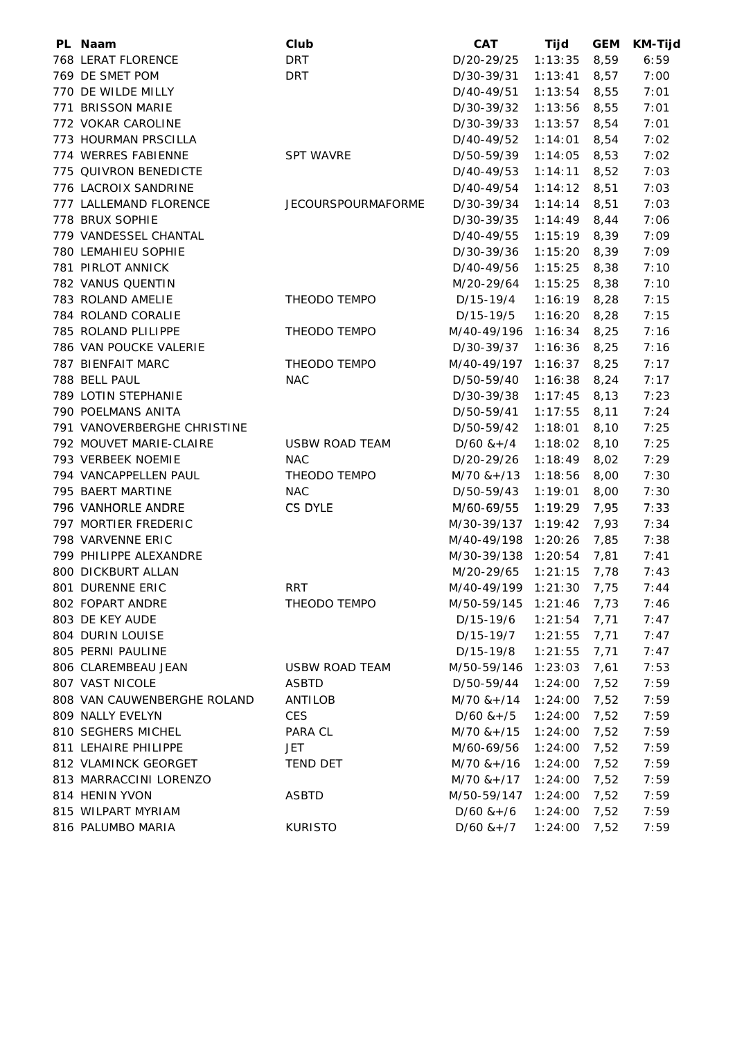| PL | Naam | Club | CAT | Tijd | GEM | KM-Tijd |
|---|---|---|---|---|---|---|
| 768 | LERAT FLORENCE | DRT | D/20-29/25 | 1:13:35 | 8,59 | 6:59 |
| 769 | DE SMET POM | DRT | D/30-39/31 | 1:13:41 | 8,57 | 7:00 |
| 770 | DE WILDE MILLY | | D/40-49/51 | 1:13:54 | 8,55 | 7:01 |
| 771 | BRISSON MARIE | | D/30-39/32 | 1:13:56 | 8,55 | 7:01 |
| 772 | VOKAR CAROLINE | | D/30-39/33 | 1:13:57 | 8,54 | 7:01 |
| 773 | HOURMAN PRSCILLA | | D/40-49/52 | 1:14:01 | 8,54 | 7:02 |
| 774 | WERRES FABIENNE | SPT WAVRE | D/50-59/39 | 1:14:05 | 8,53 | 7:02 |
| 775 | QUIVRON BENEDICTE | | D/40-49/53 | 1:14:11 | 8,52 | 7:03 |
| 776 | LACROIX SANDRINE | | D/40-49/54 | 1:14:12 | 8,51 | 7:03 |
| 777 | LALLEMAND FLORENCE | JECOURSPOURMAFORME | D/30-39/34 | 1:14:14 | 8,51 | 7:03 |
| 778 | BRUX SOPHIE | | D/30-39/35 | 1:14:49 | 8,44 | 7:06 |
| 779 | VANDESSEL CHANTAL | | D/40-49/55 | 1:15:19 | 8,39 | 7:09 |
| 780 | LEMAHIEU SOPHIE | | D/30-39/36 | 1:15:20 | 8,39 | 7:09 |
| 781 | PIRLOT ANNICK | | D/40-49/56 | 1:15:25 | 8,38 | 7:10 |
| 782 | VANUS QUENTIN | | M/20-29/64 | 1:15:25 | 8,38 | 7:10 |
| 783 | ROLAND AMELIE | THEODO TEMPO | D/15-19/4 | 1:16:19 | 8,28 | 7:15 |
| 784 | ROLAND CORALIE | | D/15-19/5 | 1:16:20 | 8,28 | 7:15 |
| 785 | ROLAND PLILIPPE | THEODO TEMPO | M/40-49/196 | 1:16:34 | 8,25 | 7:16 |
| 786 | VAN POUCKE VALERIE | | D/30-39/37 | 1:16:36 | 8,25 | 7:16 |
| 787 | BIENFAIT MARC | THEODO TEMPO | M/40-49/197 | 1:16:37 | 8,25 | 7:17 |
| 788 | BELL PAUL | NAC | D/50-59/40 | 1:16:38 | 8,24 | 7:17 |
| 789 | LOTIN STEPHANIE | | D/30-39/38 | 1:17:45 | 8,13 | 7:23 |
| 790 | POELMANS ANITA | | D/50-59/41 | 1:17:55 | 8,11 | 7:24 |
| 791 | VANOVERBERGHE CHRISTINE | | D/50-59/42 | 1:18:01 | 8,10 | 7:25 |
| 792 | MOUVET MARIE-CLAIRE | USBW ROAD TEAM | D/60 &+/4 | 1:18:02 | 8,10 | 7:25 |
| 793 | VERBEEK NOEMIE | NAC | D/20-29/26 | 1:18:49 | 8,02 | 7:29 |
| 794 | VANCAPPELLEN PAUL | THEODO TEMPO | M/70 &+/13 | 1:18:56 | 8,00 | 7:30 |
| 795 | BAERT MARTINE | NAC | D/50-59/43 | 1:19:01 | 8,00 | 7:30 |
| 796 | VANHORLE ANDRE | CS DYLE | M/60-69/55 | 1:19:29 | 7,95 | 7:33 |
| 797 | MORTIER FREDERIC | | M/30-39/137 | 1:19:42 | 7,93 | 7:34 |
| 798 | VARVENNE ERIC | | M/40-49/198 | 1:20:26 | 7,85 | 7:38 |
| 799 | PHILIPPE ALEXANDRE | | M/30-39/138 | 1:20:54 | 7,81 | 7:41 |
| 800 | DICKBURT ALLAN | | M/20-29/65 | 1:21:15 | 7,78 | 7:43 |
| 801 | DURENNE ERIC | RRT | M/40-49/199 | 1:21:30 | 7,75 | 7:44 |
| 802 | FOPART ANDRE | THEODO TEMPO | M/50-59/145 | 1:21:46 | 7,73 | 7:46 |
| 803 | DE KEY AUDE | | D/15-19/6 | 1:21:54 | 7,71 | 7:47 |
| 804 | DURIN LOUISE | | D/15-19/7 | 1:21:55 | 7,71 | 7:47 |
| 805 | PERNI PAULINE | | D/15-19/8 | 1:21:55 | 7,71 | 7:47 |
| 806 | CLAREMBEAU JEAN | USBW ROAD TEAM | M/50-59/146 | 1:23:03 | 7,61 | 7:53 |
| 807 | VAST NICOLE | ASBTD | D/50-59/44 | 1:24:00 | 7,52 | 7:59 |
| 808 | VAN CAUWENBERGHE ROLAND | ANTILOB | M/70 &+/14 | 1:24:00 | 7,52 | 7:59 |
| 809 | NALLY EVELYN | CES | D/60 &+/5 | 1:24:00 | 7,52 | 7:59 |
| 810 | SEGHERS MICHEL | PARA CL | M/70 &+/15 | 1:24:00 | 7,52 | 7:59 |
| 811 | LEHAIRE PHILIPPE | JET | M/60-69/56 | 1:24:00 | 7,52 | 7:59 |
| 812 | VLAMINCK GEORGET | TEND DET | M/70 &+/16 | 1:24:00 | 7,52 | 7:59 |
| 813 | MARRACCINI LORENZO | | M/70 &+/17 | 1:24:00 | 7,52 | 7:59 |
| 814 | HENIN YVON | ASBTD | M/50-59/147 | 1:24:00 | 7,52 | 7:59 |
| 815 | WILPART MYRIAM | | D/60 &+/6 | 1:24:00 | 7,52 | 7:59 |
| 816 | PALUMBO MARIA | KURISTO | D/60 &+/7 | 1:24:00 | 7,52 | 7:59 |